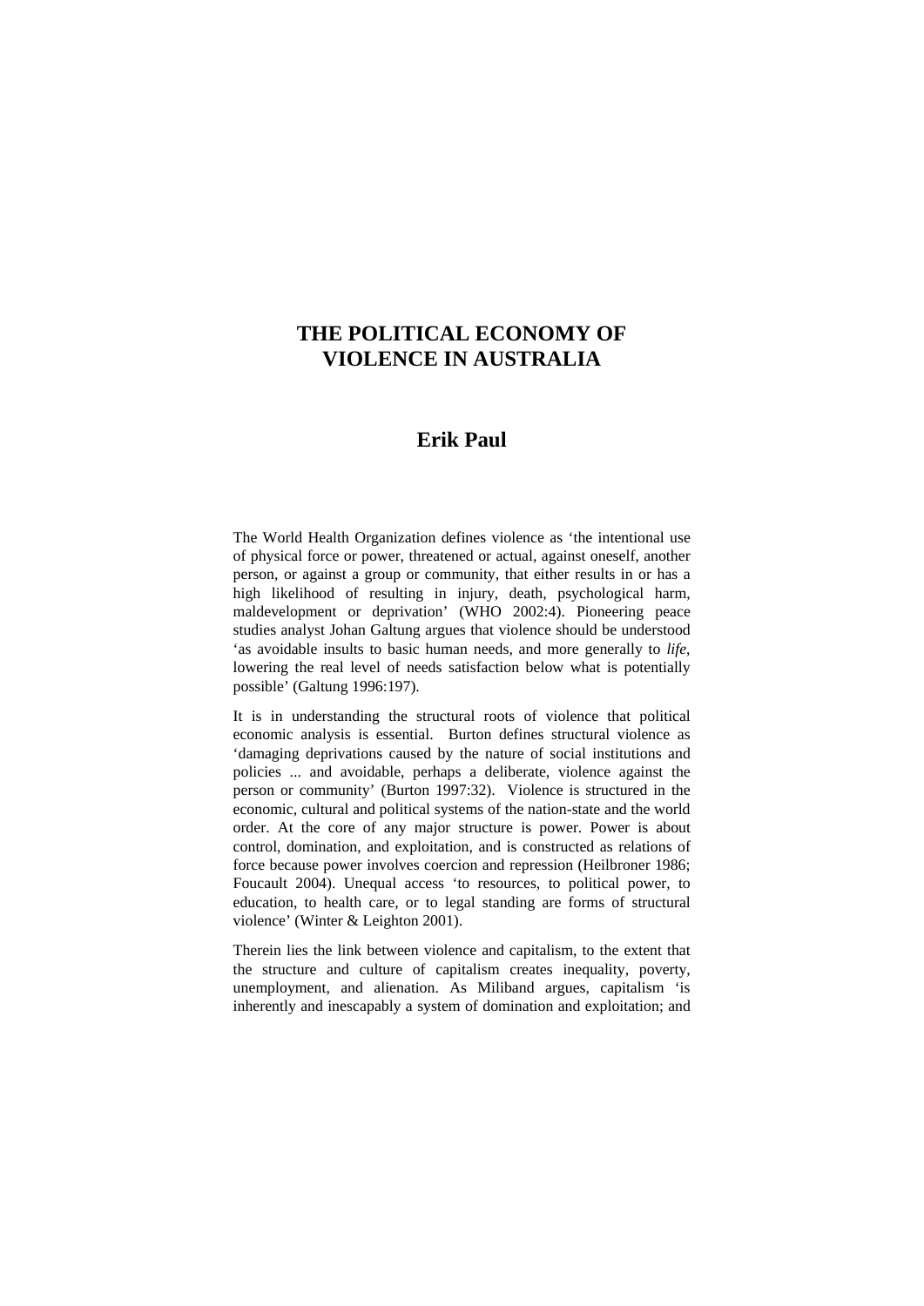# THE POLITICAL ECONOMY OF VIOLENCE IN AUSTRALIA

## Erik Paul

The World Health Organization defines violence as 'the intentional use of physical force or power, threatened or actual, against oneself, another person, or against a group or community, that either results in or has a high likelihood of resulting in injury, death, psychological harm, maldevelopment or deprivation' (WHO 2002:4). Pioneering peace studies analyst Johan Galtung argues that violence should be understood 'as avoidable insults to basic human needs, and more generally to *life*, lowering the real level of needs satisfaction below what is potentially possible' (Galtung 1996:197).

It is in understanding the structural roots of violence that political economic analysis is essential. Burton defines structural violence as 'damaging deprivations caused by the nature of social institutions and policies ... and avoidable, perhaps a deliberate, violence against the person or community' (Burton 1997:32). Violence is structured in the economic, cultural and political systems of the nation-state and the world order. At the core of any major structure is power. Power is about control, domination, and exploitation, and is constructed as relations of force because power involves coercion and repression (Heilbroner 1986; Foucault 2004). Unequal access 'to resources, to political power, to education, to health care, or to legal standing are forms of structural violence' (Winter & Leighton 2001).

Therein lies the link between violence and capitalism, to the extent that the structure and culture of capitalism creates inequality, poverty, unemployment, and alienation. As Miliband argues, capitalism 'is inherently and inescapably a system of domination and exploitation; and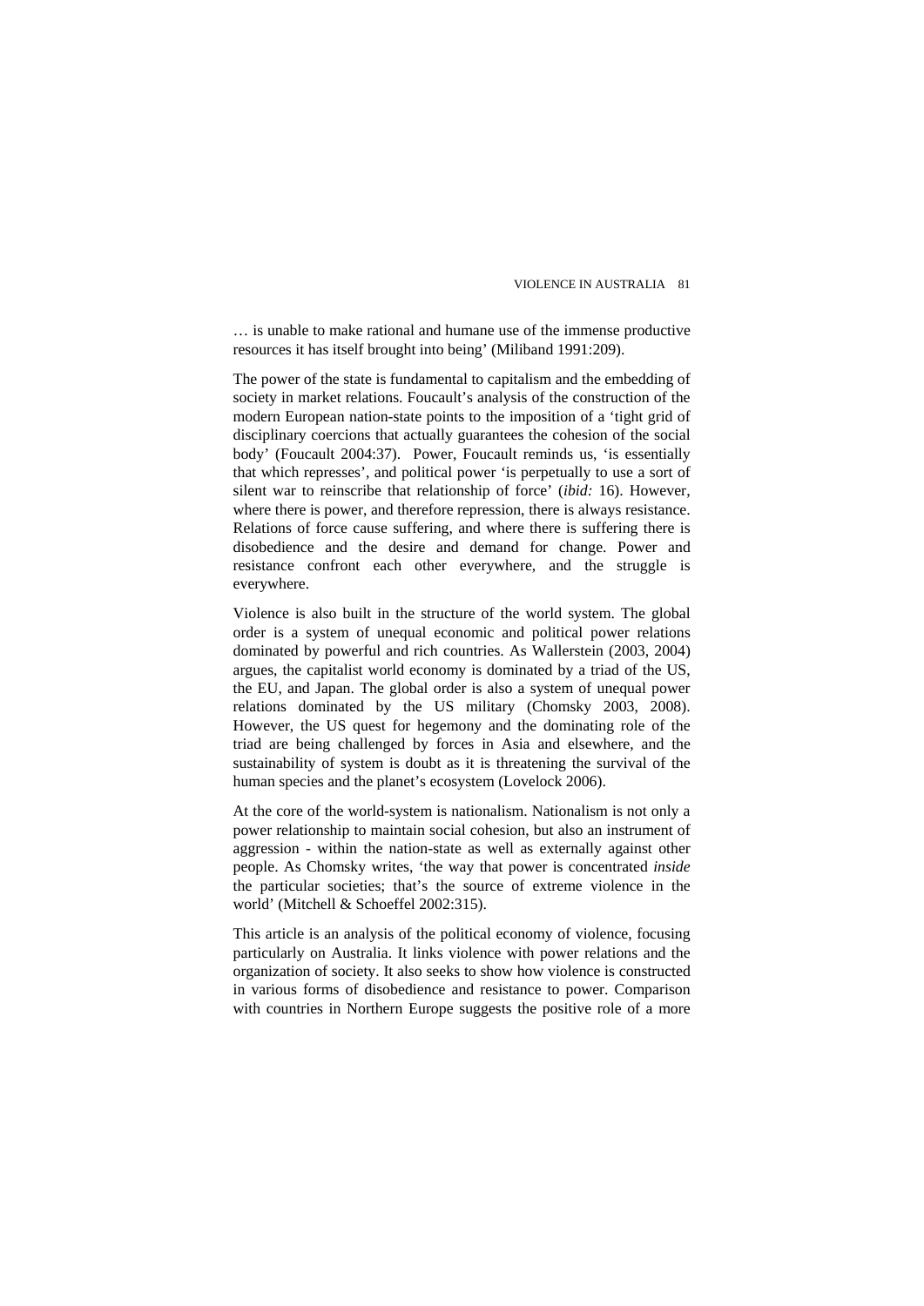… is unable to make rational and humane use of the immense productive resources it has itself brought into being' (Miliband 1991:209).

The power of the state is fundamental to capitalism and the embedding of society in market relations. Foucault's analysis of the construction of the modern European nation-state points to the imposition of a 'tight grid of disciplinary coercions that actually guarantees the cohesion of the social body' (Foucault 2004:37). Power, Foucault reminds us, 'is essentially that which represses', and political power 'is perpetually to use a sort of silent war to reinscribe that relationship of force' (*ibid:* 16). However, where there is power, and therefore repression, there is always resistance. Relations of force cause suffering, and where there is suffering there is disobedience and the desire and demand for change. Power and resistance confront each other everywhere, and the struggle is everywhere.

Violence is also built in the structure of the world system. The global order is a system of unequal economic and political power relations dominated by powerful and rich countries. As Wallerstein (2003, 2004) argues, the capitalist world economy is dominated by a triad of the US, the EU, and Japan. The global order is also a system of unequal power relations dominated by the US military (Chomsky 2003, 2008). However, the US quest for hegemony and the dominating role of the triad are being challenged by forces in Asia and elsewhere, and the sustainability of system is doubt as it is threatening the survival of the human species and the planet's ecosystem (Lovelock 2006).

At the core of the world-system is nationalism. Nationalism is not only a power relationship to maintain social cohesion, but also an instrument of aggression - within the nation-state as well as externally against other people. As Chomsky writes, 'the way that power is concentrated *inside* the particular societies; that's the source of extreme violence in the world' (Mitchell & Schoeffel 2002:315).

This article is an analysis of the political economy of violence, focusing particularly on Australia. It links violence with power relations and the organization of society. It also seeks to show how violence is constructed in various forms of disobedience and resistance to power. Comparison with countries in Northern Europe suggests the positive role of a more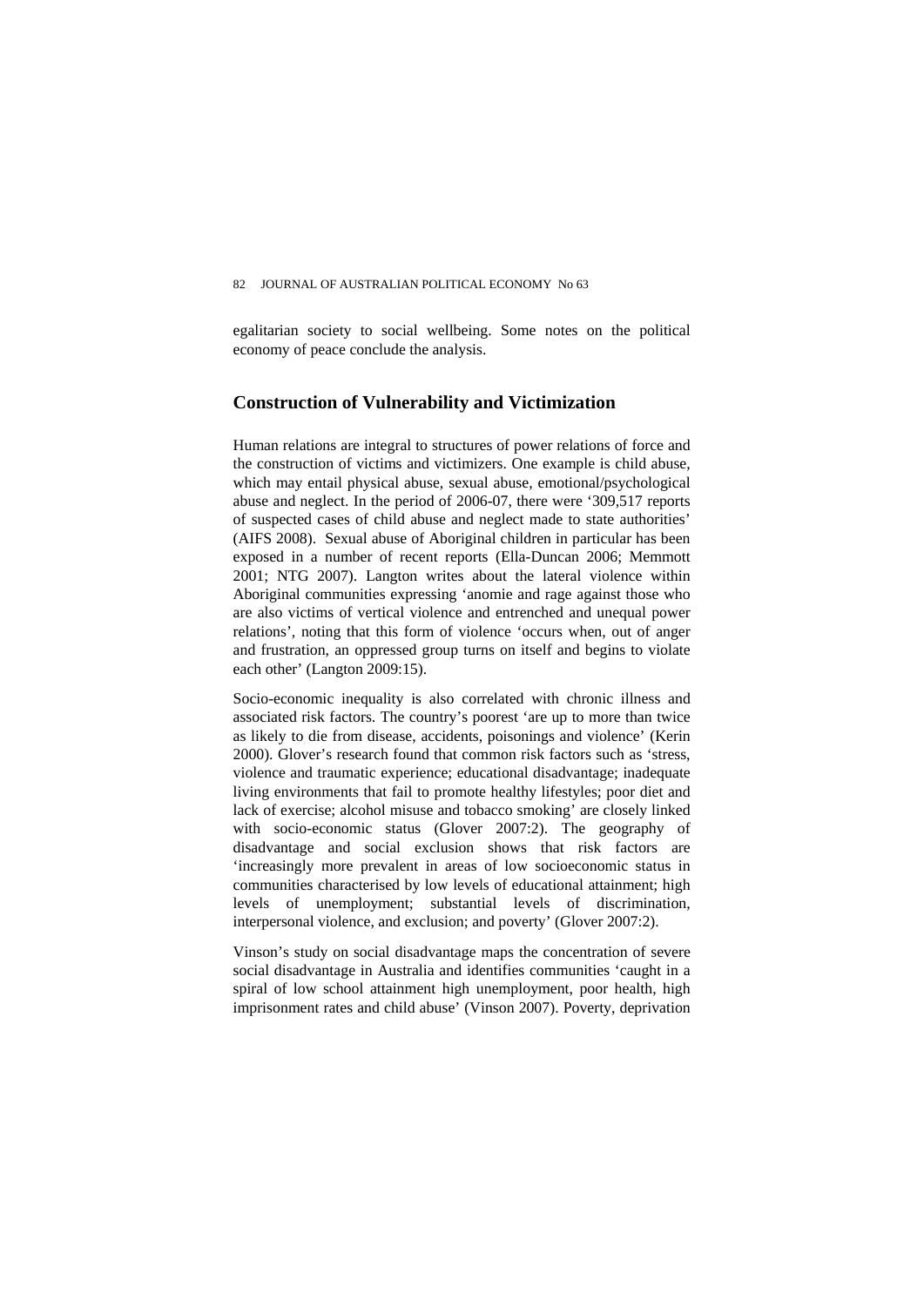egalitarian society to social wellbeing. Some notes on the political economy of peace conclude the analysis.

## Construction of Vulnerability and Victimization

Human relations are integral to structures of power relations of force and the construction of victims and victimizers. One example is child abuse, which may entail physical abuse, sexual abuse, emotional/psychological abuse and neglect. In the period of 2006-07, there were '309,517 reports of suspected cases of child abuse and neglect made to state authorities' (AIFS 2008). Sexual abuse of Aboriginal children in particular has been exposed in a number of recent reports (Ella-Duncan 2006; Memmott 2001; NTG 2007). Langton writes about the lateral violence within Aboriginal communities expressing 'anomie and rage against those who are also victims of vertical violence and entrenched and unequal power relations', noting that this form of violence 'occurs when, out of anger and frustration, an oppressed group turns on itself and begins to violate each other' (Langton 2009:15).

Socio-economic inequality is also correlated with chronic illness and associated risk factors. The country's poorest 'are up to more than twice as likely to die from disease, accidents, poisonings and violence' (Kerin 2000). Glover's research found that common risk factors such as 'stress, violence and traumatic experience; educational disadvantage; inadequate living environments that fail to promote healthy lifestyles; poor diet and lack of exercise; alcohol misuse and tobacco smoking' are closely linked with socio-economic status (Glover 2007:2). The geography of disadvantage and social exclusion shows that risk factors are 'increasingly more prevalent in areas of low socioeconomic status in communities characterised by low levels of educational attainment; high levels of unemployment; substantial levels of discrimination, interpersonal violence, and exclusion; and poverty' (Glover 2007:2).

Vinson's study on social disadvantage maps the concentration of severe social disadvantage in Australia and identifies communities 'caught in a spiral of low school attainment high unemployment, poor health, high imprisonment rates and child abuse' (Vinson 2007). Poverty, deprivation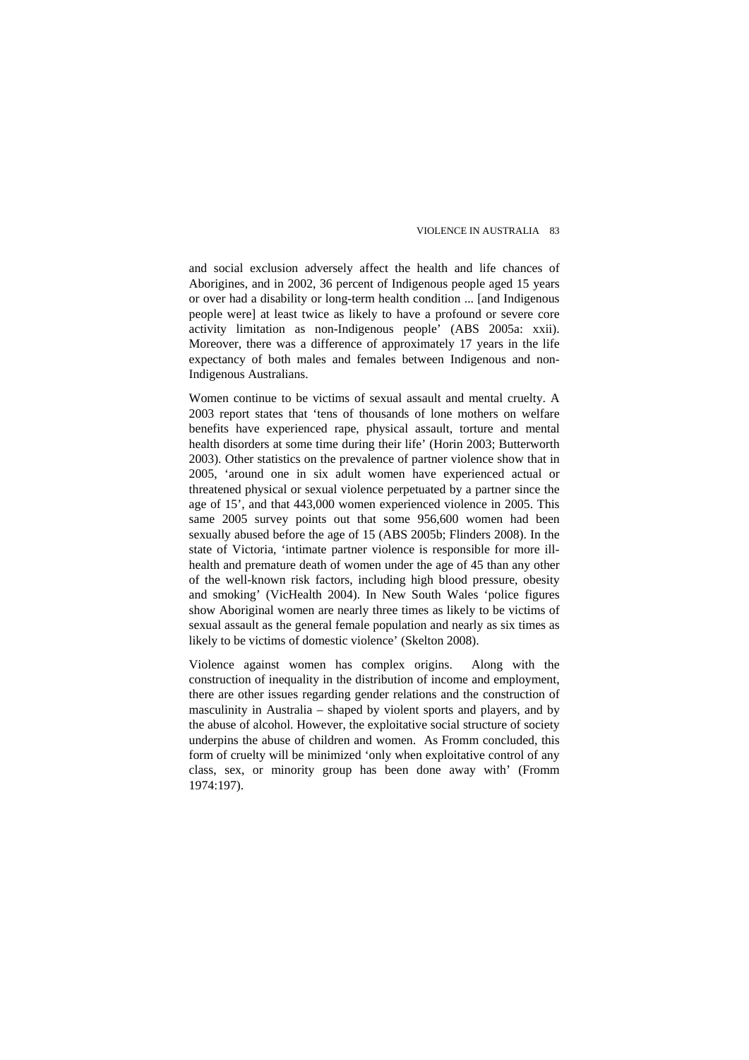and social exclusion adversely affect the health and life chances of Aborigines, and in 2002, 36 percent of Indigenous people aged 15 years or over had a disability or long-term health condition ... [and Indigenous people were] at least twice as likely to have a profound or severe core activity limitation as non-Indigenous people' (ABS 2005a: xxii). Moreover, there was a difference of approximately 17 years in the life expectancy of both males and females between Indigenous and non-Indigenous Australians.

Women continue to be victims of sexual assault and mental cruelty. A 2003 report states that 'tens of thousands of lone mothers on welfare benefits have experienced rape, physical assault, torture and mental health disorders at some time during their life' (Horin 2003; Butterworth 2003). Other statistics on the prevalence of partner violence show that in 2005, 'around one in six adult women have experienced actual or threatened physical or sexual violence perpetuated by a partner since the age of 15', and that 443,000 women experienced violence in 2005. This same 2005 survey points out that some 956,600 women had been sexually abused before the age of 15 (ABS 2005b; Flinders 2008). In the state of Victoria, 'intimate partner violence is responsible for more ill-health and premature death of women under the age of 45 than any other of the well-known risk factors, including high blood pressure, obesity and smoking' (VicHealth 2004). In New South Wales 'police figures show Aboriginal women are nearly three times as likely to be victims of sexual assault as the general female population and nearly as six times as likely to be victims of domestic violence' (Skelton 2008).

Violence against women has complex origins. Along with the construction of inequality in the distribution of income and employment, there are other issues regarding gender relations and the construction of masculinity in Australia – shaped by violent sports and players, and by the abuse of alcohol. However, the exploitative social structure of society underpins the abuse of children and women. As Fromm concluded, this form of cruelty will be minimized 'only when exploitative control of any class, sex, or minority group has been done away with' (Fromm 1974:197).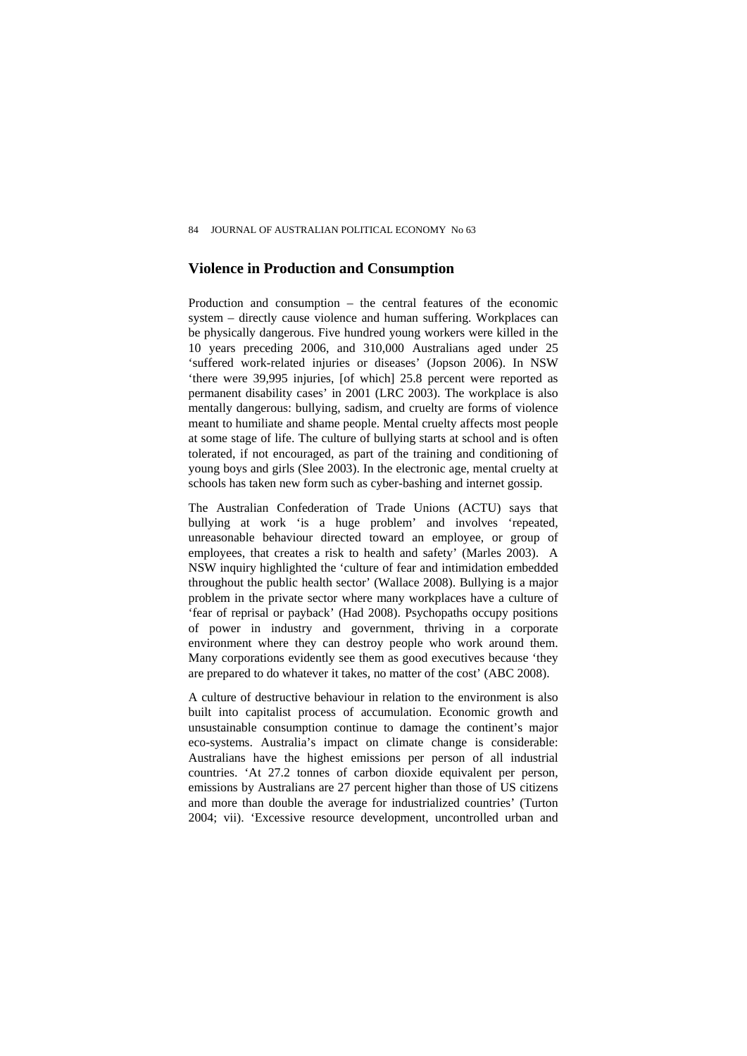## Violence in Production and Consumption

Production and consumption – the central features of the economic system – directly cause violence and human suffering. Workplaces can be physically dangerous. Five hundred young workers were killed in the 10 years preceding 2006, and 310,000 Australians aged under 25 'suffered work-related injuries or diseases' (Jopson 2006). In NSW 'there were 39,995 injuries, [of which] 25.8 percent were reported as permanent disability cases' in 2001 (LRC 2003). The workplace is also mentally dangerous: bullying, sadism, and cruelty are forms of violence meant to humiliate and shame people. Mental cruelty affects most people at some stage of life. The culture of bullying starts at school and is often tolerated, if not encouraged, as part of the training and conditioning of young boys and girls (Slee 2003). In the electronic age, mental cruelty at schools has taken new form such as cyber-bashing and internet gossip.

The Australian Confederation of Trade Unions (ACTU) says that bullying at work 'is a huge problem' and involves 'repeated, unreasonable behaviour directed toward an employee, or group of employees, that creates a risk to health and safety' (Marles 2003). A NSW inquiry highlighted the 'culture of fear and intimidation embedded throughout the public health sector' (Wallace 2008). Bullying is a major problem in the private sector where many workplaces have a culture of 'fear of reprisal or payback' (Had 2008). Psychopaths occupy positions of power in industry and government, thriving in a corporate environment where they can destroy people who work around them. Many corporations evidently see them as good executives because 'they are prepared to do whatever it takes, no matter of the cost' (ABC 2008).

A culture of destructive behaviour in relation to the environment is also built into capitalist process of accumulation. Economic growth and unsustainable consumption continue to damage the continent's major eco-systems. Australia's impact on climate change is considerable: Australians have the highest emissions per person of all industrial countries. 'At 27.2 tonnes of carbon dioxide equivalent per person, emissions by Australians are 27 percent higher than those of US citizens and more than double the average for industrialized countries' (Turton 2004; vii). 'Excessive resource development, uncontrolled urban and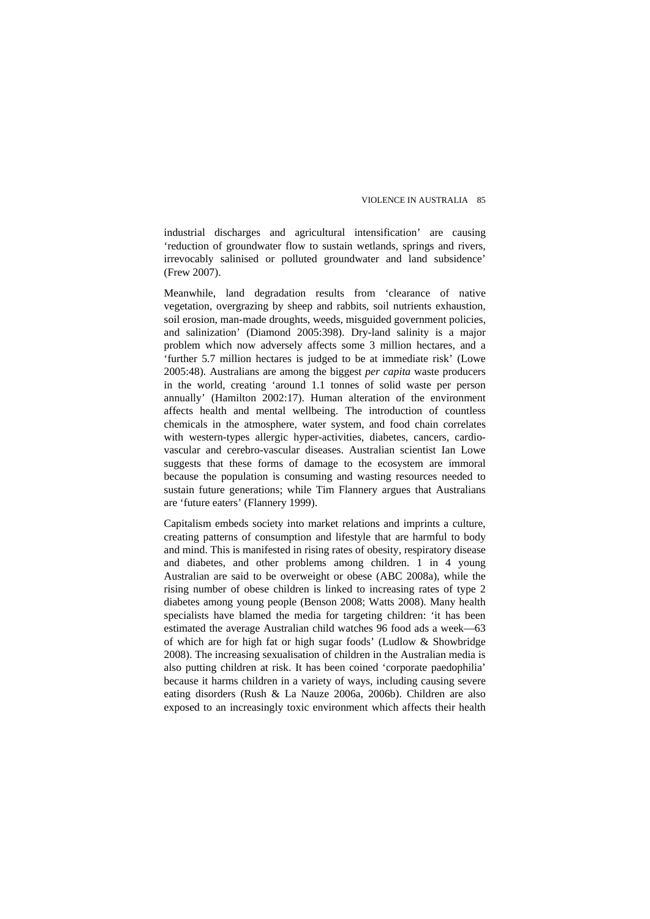industrial discharges and agricultural intensification' are causing 'reduction of groundwater flow to sustain wetlands, springs and rivers, irrevocably salinised or polluted groundwater and land subsidence' (Frew 2007).

Meanwhile, land degradation results from 'clearance of native vegetation, overgrazing by sheep and rabbits, soil nutrients exhaustion, soil erosion, man-made droughts, weeds, misguided government policies, and salinization' (Diamond 2005:398). Dry-land salinity is a major problem which now adversely affects some 3 million hectares, and a 'further 5.7 million hectares is judged to be at immediate risk' (Lowe 2005:48). Australians are among the biggest *per capita* waste producers in the world, creating 'around 1.1 tonnes of solid waste per person annually' (Hamilton 2002:17). Human alteration of the environment affects health and mental wellbeing. The introduction of countless chemicals in the atmosphere, water system, and food chain correlates with western-types allergic hyper-activities, diabetes, cancers, cardio-vascular and cerebro-vascular diseases. Australian scientist Ian Lowe suggests that these forms of damage to the ecosystem are immoral because the population is consuming and wasting resources needed to sustain future generations; while Tim Flannery argues that Australians are 'future eaters' (Flannery 1999).

Capitalism embeds society into market relations and imprints a culture, creating patterns of consumption and lifestyle that are harmful to body and mind. This is manifested in rising rates of obesity, respiratory disease and diabetes, and other problems among children. 1 in 4 young Australian are said to be overweight or obese (ABC 2008a), while the rising number of obese children is linked to increasing rates of type 2 diabetes among young people (Benson 2008; Watts 2008). Many health specialists have blamed the media for targeting children: 'it has been estimated the average Australian child watches 96 food ads a week—63 of which are for high fat or high sugar foods' (Ludlow & Showbridge 2008). The increasing sexualisation of children in the Australian media is also putting children at risk. It has been coined 'corporate paedophilia' because it harms children in a variety of ways, including causing severe eating disorders (Rush & La Nauze 2006a, 2006b). Children are also exposed to an increasingly toxic environment which affects their health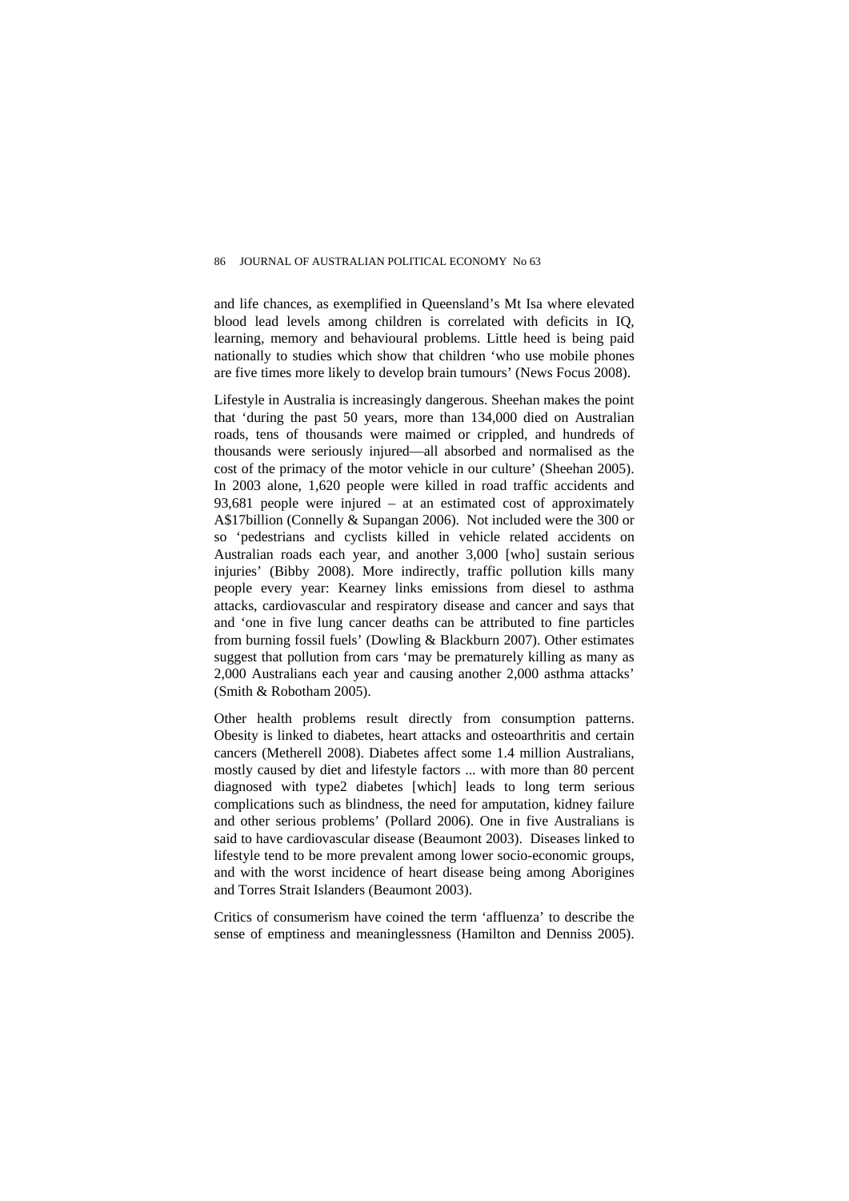and life chances, as exemplified in Queensland's Mt Isa where elevated blood lead levels among children is correlated with deficits in IQ, learning, memory and behavioural problems. Little heed is being paid nationally to studies which show that children 'who use mobile phones are five times more likely to develop brain tumours' (News Focus 2008).

Lifestyle in Australia is increasingly dangerous. Sheehan makes the point that 'during the past 50 years, more than 134,000 died on Australian roads, tens of thousands were maimed or crippled, and hundreds of thousands were seriously injured—all absorbed and normalised as the cost of the primacy of the motor vehicle in our culture' (Sheehan 2005). In 2003 alone, 1,620 people were killed in road traffic accidents and 93,681 people were injured – at an estimated cost of approximately A$17billion (Connelly & Supangan 2006). Not included were the 300 or so 'pedestrians and cyclists killed in vehicle related accidents on Australian roads each year, and another 3,000 [who] sustain serious injuries' (Bibby 2008). More indirectly, traffic pollution kills many people every year: Kearney links emissions from diesel to asthma attacks, cardiovascular and respiratory disease and cancer and says that and 'one in five lung cancer deaths can be attributed to fine particles from burning fossil fuels' (Dowling & Blackburn 2007). Other estimates suggest that pollution from cars 'may be prematurely killing as many as 2,000 Australians each year and causing another 2,000 asthma attacks' (Smith & Robotham 2005).

Other health problems result directly from consumption patterns. Obesity is linked to diabetes, heart attacks and osteoarthritis and certain cancers (Metherell 2008). Diabetes affect some 1.4 million Australians, mostly caused by diet and lifestyle factors ... with more than 80 percent diagnosed with type2 diabetes [which] leads to long term serious complications such as blindness, the need for amputation, kidney failure and other serious problems' (Pollard 2006). One in five Australians is said to have cardiovascular disease (Beaumont 2003). Diseases linked to lifestyle tend to be more prevalent among lower socio-economic groups, and with the worst incidence of heart disease being among Aborigines and Torres Strait Islanders (Beaumont 2003).

Critics of consumerism have coined the term 'affluenza' to describe the sense of emptiness and meaninglessness (Hamilton and Denniss 2005).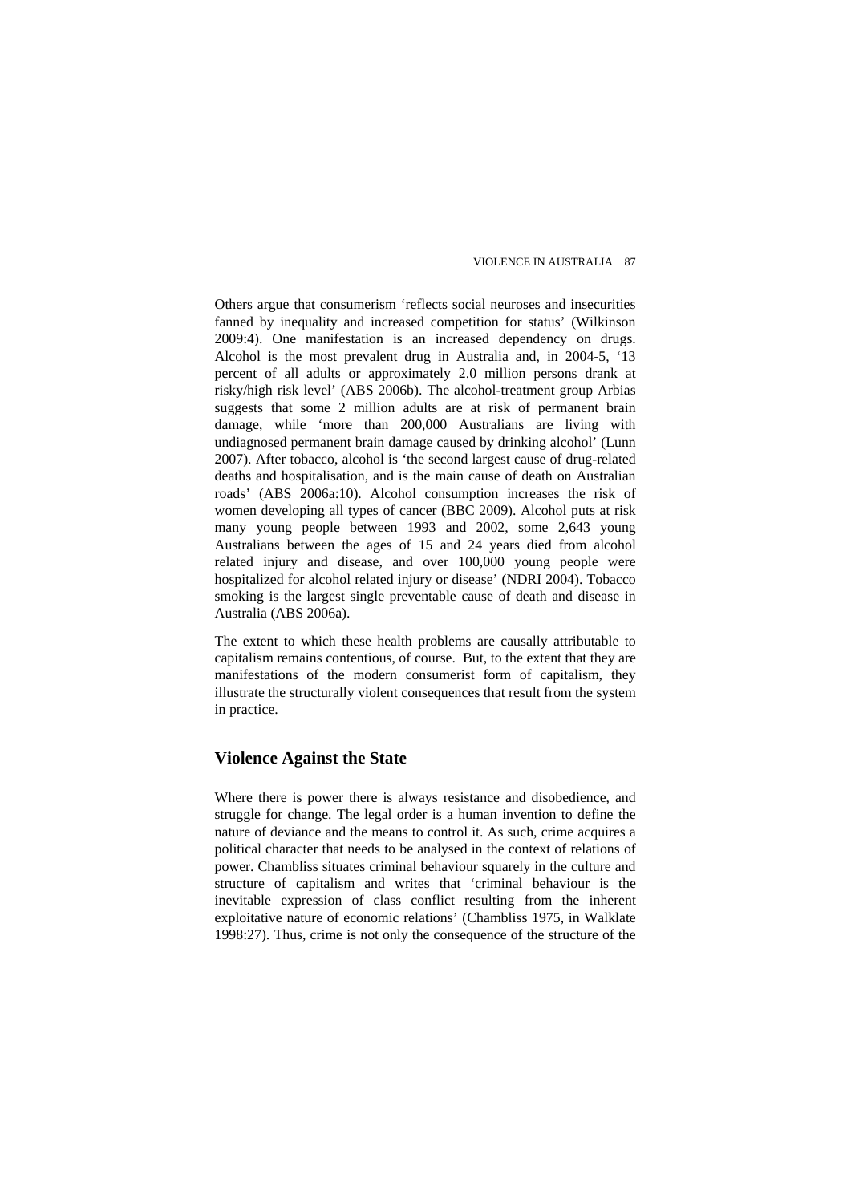Others argue that consumerism 'reflects social neuroses and insecurities fanned by inequality and increased competition for status' (Wilkinson 2009:4). One manifestation is an increased dependency on drugs. Alcohol is the most prevalent drug in Australia and, in 2004-5, '13 percent of all adults or approximately 2.0 million persons drank at risky/high risk level' (ABS 2006b). The alcohol-treatment group Arbias suggests that some 2 million adults are at risk of permanent brain damage, while 'more than 200,000 Australians are living with undiagnosed permanent brain damage caused by drinking alcohol' (Lunn 2007). After tobacco, alcohol is 'the second largest cause of drug-related deaths and hospitalisation, and is the main cause of death on Australian roads' (ABS 2006a:10). Alcohol consumption increases the risk of women developing all types of cancer (BBC 2009). Alcohol puts at risk many young people between 1993 and 2002, some 2,643 young Australians between the ages of 15 and 24 years died from alcohol related injury and disease, and over 100,000 young people were hospitalized for alcohol related injury or disease' (NDRI 2004). Tobacco smoking is the largest single preventable cause of death and disease in Australia (ABS 2006a).

The extent to which these health problems are causally attributable to capitalism remains contentious, of course. But, to the extent that they are manifestations of the modern consumerist form of capitalism, they illustrate the structurally violent consequences that result from the system in practice.

## Violence Against the State

Where there is power there is always resistance and disobedience, and struggle for change. The legal order is a human invention to define the nature of deviance and the means to control it. As such, crime acquires a political character that needs to be analysed in the context of relations of power. Chambliss situates criminal behaviour squarely in the culture and structure of capitalism and writes that 'criminal behaviour is the inevitable expression of class conflict resulting from the inherent exploitative nature of economic relations' (Chambliss 1975, in Walklate 1998:27). Thus, crime is not only the consequence of the structure of the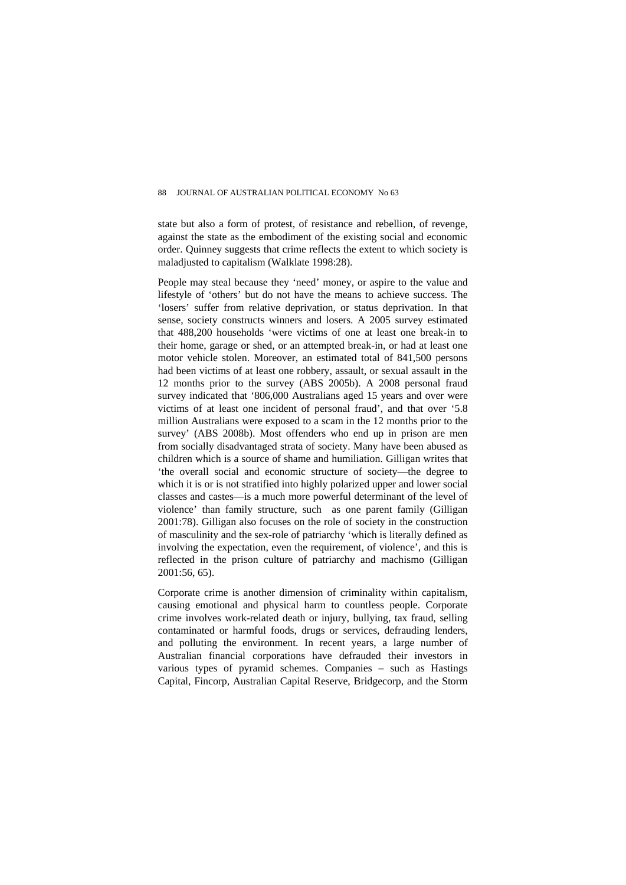state but also a form of protest, of resistance and rebellion, of revenge, against the state as the embodiment of the existing social and economic order. Quinney suggests that crime reflects the extent to which society is maladjusted to capitalism (Walklate 1998:28).

People may steal because they 'need' money, or aspire to the value and lifestyle of 'others' but do not have the means to achieve success. The 'losers' suffer from relative deprivation, or status deprivation. In that sense, society constructs winners and losers. A 2005 survey estimated that 488,200 households 'were victims of one at least one break-in to their home, garage or shed, or an attempted break-in, or had at least one motor vehicle stolen. Moreover, an estimated total of 841,500 persons had been victims of at least one robbery, assault, or sexual assault in the 12 months prior to the survey (ABS 2005b). A 2008 personal fraud survey indicated that '806,000 Australians aged 15 years and over were victims of at least one incident of personal fraud', and that over '5.8 million Australians were exposed to a scam in the 12 months prior to the survey' (ABS 2008b). Most offenders who end up in prison are men from socially disadvantaged strata of society. Many have been abused as children which is a source of shame and humiliation. Gilligan writes that 'the overall social and economic structure of society—the degree to which it is or is not stratified into highly polarized upper and lower social classes and castes—is a much more powerful determinant of the level of violence' than family structure, such as one parent family (Gilligan 2001:78). Gilligan also focuses on the role of society in the construction of masculinity and the sex-role of patriarchy 'which is literally defined as involving the expectation, even the requirement, of violence', and this is reflected in the prison culture of patriarchy and machismo (Gilligan 2001:56, 65).

Corporate crime is another dimension of criminality within capitalism, causing emotional and physical harm to countless people. Corporate crime involves work-related death or injury, bullying, tax fraud, selling contaminated or harmful foods, drugs or services, defrauding lenders, and polluting the environment. In recent years, a large number of Australian financial corporations have defrauded their investors in various types of pyramid schemes. Companies – such as Hastings Capital, Fincorp, Australian Capital Reserve, Bridgecorp, and the Storm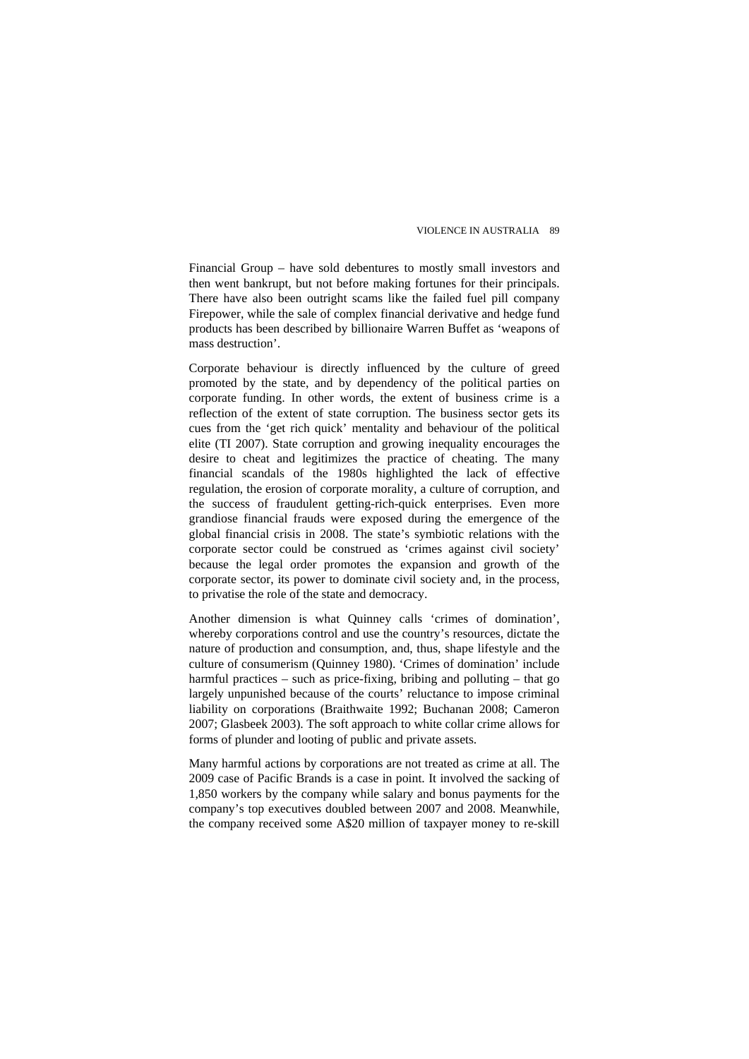Financial Group – have sold debentures to mostly small investors and then went bankrupt, but not before making fortunes for their principals. There have also been outright scams like the failed fuel pill company Firepower, while the sale of complex financial derivative and hedge fund products has been described by billionaire Warren Buffet as 'weapons of mass destruction'.

Corporate behaviour is directly influenced by the culture of greed promoted by the state, and by dependency of the political parties on corporate funding. In other words, the extent of business crime is a reflection of the extent of state corruption. The business sector gets its cues from the 'get rich quick' mentality and behaviour of the political elite (TI 2007). State corruption and growing inequality encourages the desire to cheat and legitimizes the practice of cheating. The many financial scandals of the 1980s highlighted the lack of effective regulation, the erosion of corporate morality, a culture of corruption, and the success of fraudulent getting-rich-quick enterprises. Even more grandiose financial frauds were exposed during the emergence of the global financial crisis in 2008. The state's symbiotic relations with the corporate sector could be construed as 'crimes against civil society' because the legal order promotes the expansion and growth of the corporate sector, its power to dominate civil society and, in the process, to privatise the role of the state and democracy.

Another dimension is what Quinney calls 'crimes of domination', whereby corporations control and use the country's resources, dictate the nature of production and consumption, and, thus, shape lifestyle and the culture of consumerism (Quinney 1980). 'Crimes of domination' include harmful practices – such as price-fixing, bribing and polluting – that go largely unpunished because of the courts' reluctance to impose criminal liability on corporations (Braithwaite 1992; Buchanan 2008; Cameron 2007; Glasbeek 2003). The soft approach to white collar crime allows for forms of plunder and looting of public and private assets.

Many harmful actions by corporations are not treated as crime at all. The 2009 case of Pacific Brands is a case in point. It involved the sacking of 1,850 workers by the company while salary and bonus payments for the company's top executives doubled between 2007 and 2008. Meanwhile, the company received some A$20 million of taxpayer money to re-skill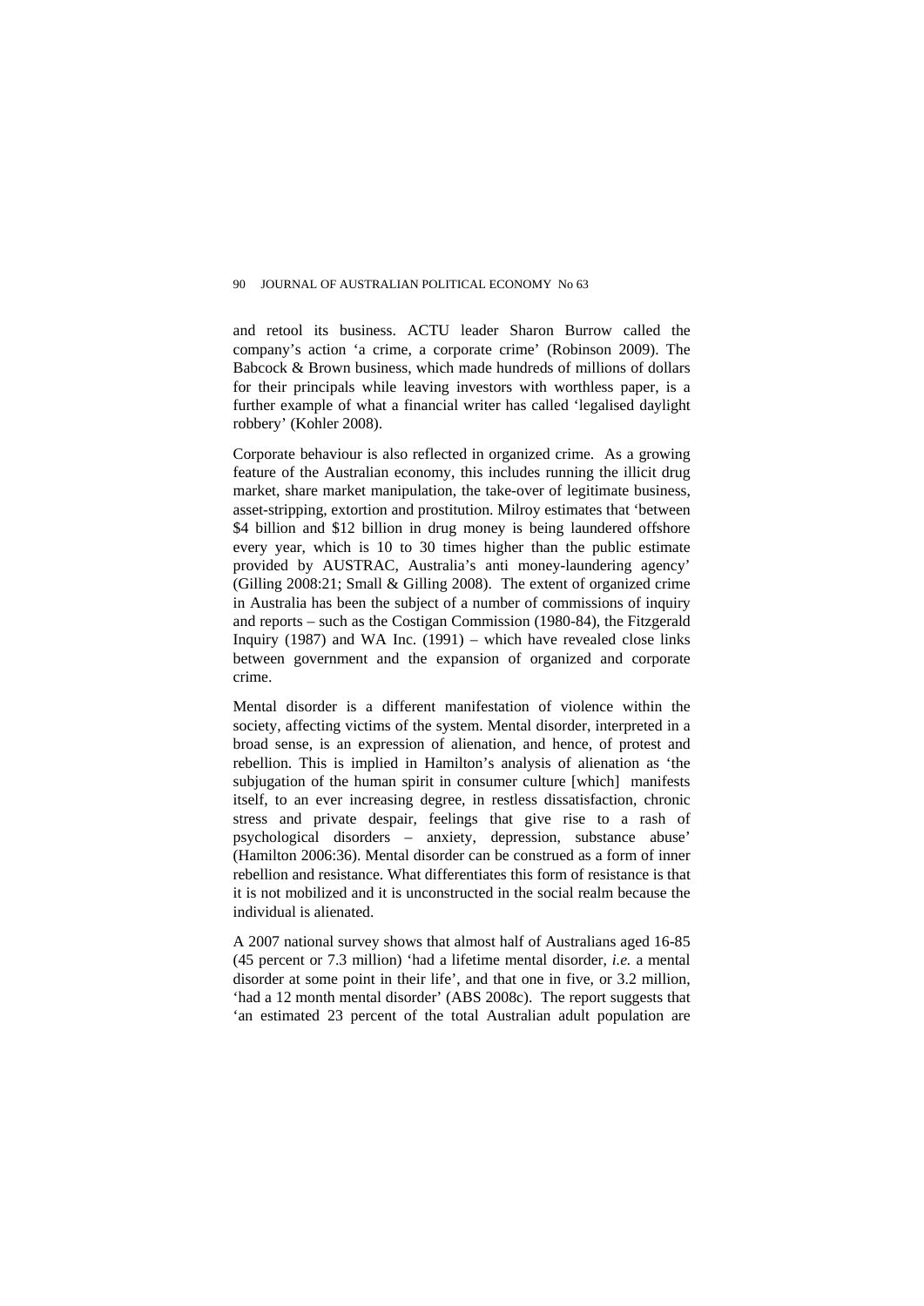and retool its business. ACTU leader Sharon Burrow called the company's action 'a crime, a corporate crime' (Robinson 2009). The Babcock & Brown business, which made hundreds of millions of dollars for their principals while leaving investors with worthless paper, is a further example of what a financial writer has called 'legalised daylight robbery' (Kohler 2008).

Corporate behaviour is also reflected in organized crime. As a growing feature of the Australian economy, this includes running the illicit drug market, share market manipulation, the take-over of legitimate business, asset-stripping, extortion and prostitution. Milroy estimates that 'between $4 billion and $12 billion in drug money is being laundered offshore every year, which is 10 to 30 times higher than the public estimate provided by AUSTRAC, Australia's anti money-laundering agency' (Gilling 2008:21; Small & Gilling 2008). The extent of organized crime in Australia has been the subject of a number of commissions of inquiry and reports – such as the Costigan Commission (1980-84), the Fitzgerald Inquiry (1987) and WA Inc. (1991) – which have revealed close links between government and the expansion of organized and corporate crime.

Mental disorder is a different manifestation of violence within the society, affecting victims of the system. Mental disorder, interpreted in a broad sense, is an expression of alienation, and hence, of protest and rebellion. This is implied in Hamilton's analysis of alienation as 'the subjugation of the human spirit in consumer culture [which] manifests itself, to an ever increasing degree, in restless dissatisfaction, chronic stress and private despair, feelings that give rise to a rash of psychological disorders – anxiety, depression, substance abuse' (Hamilton 2006:36). Mental disorder can be construed as a form of inner rebellion and resistance. What differentiates this form of resistance is that it is not mobilized and it is unconstructed in the social realm because the individual is alienated.

A 2007 national survey shows that almost half of Australians aged 16-85 (45 percent or 7.3 million) 'had a lifetime mental disorder, *i.e.* a mental disorder at some point in their life', and that one in five, or 3.2 million, 'had a 12 month mental disorder' (ABS 2008c). The report suggests that 'an estimated 23 percent of the total Australian adult population are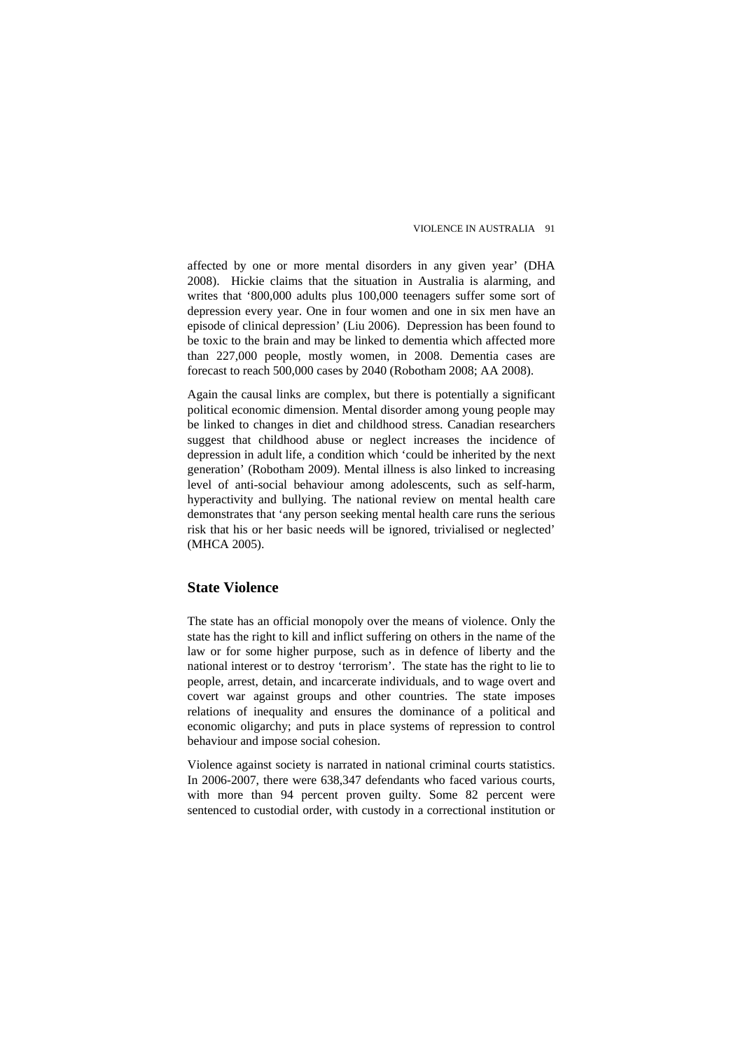affected by one or more mental disorders in any given year' (DHA 2008). Hickie claims that the situation in Australia is alarming, and writes that '800,000 adults plus 100,000 teenagers suffer some sort of depression every year. One in four women and one in six men have an episode of clinical depression' (Liu 2006). Depression has been found to be toxic to the brain and may be linked to dementia which affected more than 227,000 people, mostly women, in 2008. Dementia cases are forecast to reach 500,000 cases by 2040 (Robotham 2008; AA 2008).

Again the causal links are complex, but there is potentially a significant political economic dimension. Mental disorder among young people may be linked to changes in diet and childhood stress. Canadian researchers suggest that childhood abuse or neglect increases the incidence of depression in adult life, a condition which 'could be inherited by the next generation' (Robotham 2009). Mental illness is also linked to increasing level of anti-social behaviour among adolescents, such as self-harm, hyperactivity and bullying. The national review on mental health care demonstrates that 'any person seeking mental health care runs the serious risk that his or her basic needs will be ignored, trivialised or neglected' (MHCA 2005).

## State Violence

The state has an official monopoly over the means of violence. Only the state has the right to kill and inflict suffering on others in the name of the law or for some higher purpose, such as in defence of liberty and the national interest or to destroy 'terrorism'. The state has the right to lie to people, arrest, detain, and incarcerate individuals, and to wage overt and covert war against groups and other countries. The state imposes relations of inequality and ensures the dominance of a political and economic oligarchy; and puts in place systems of repression to control behaviour and impose social cohesion.

Violence against society is narrated in national criminal courts statistics. In 2006-2007, there were 638,347 defendants who faced various courts, with more than 94 percent proven guilty. Some 82 percent were sentenced to custodial order, with custody in a correctional institution or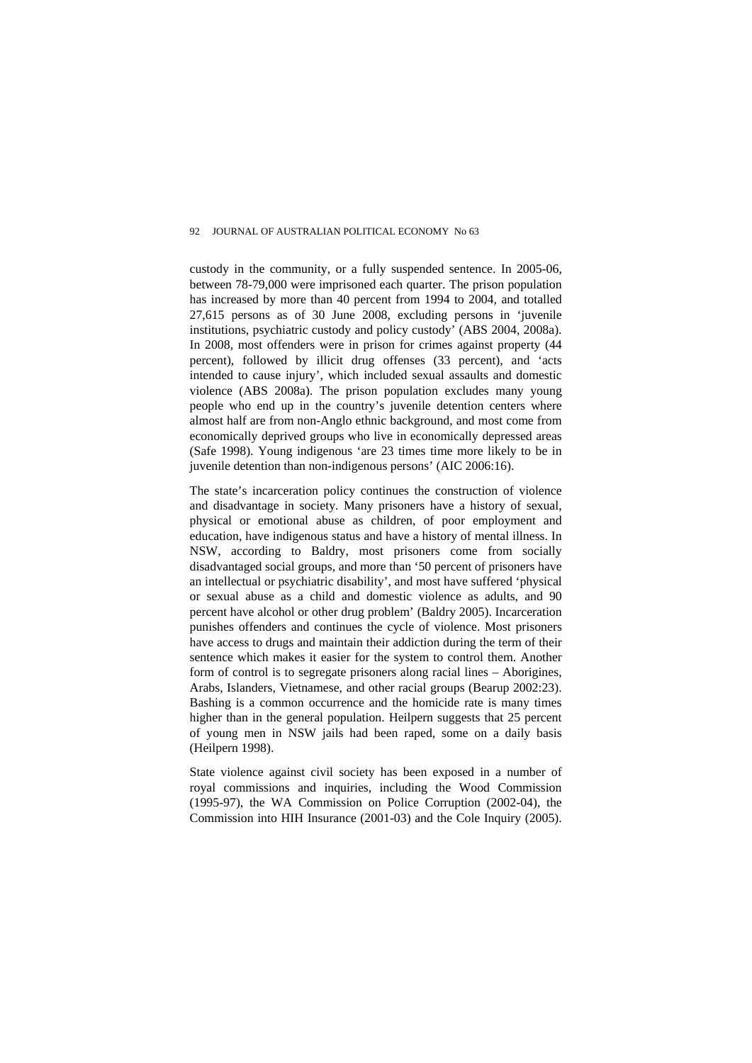custody in the community, or a fully suspended sentence. In 2005-06, between 78-79,000 were imprisoned each quarter. The prison population has increased by more than 40 percent from 1994 to 2004, and totalled 27,615 persons as of 30 June 2008, excluding persons in 'juvenile institutions, psychiatric custody and policy custody' (ABS 2004, 2008a). In 2008, most offenders were in prison for crimes against property (44 percent), followed by illicit drug offenses (33 percent), and 'acts intended to cause injury', which included sexual assaults and domestic violence (ABS 2008a). The prison population excludes many young people who end up in the country's juvenile detention centers where almost half are from non-Anglo ethnic background, and most come from economically deprived groups who live in economically depressed areas (Safe 1998). Young indigenous 'are 23 times time more likely to be in juvenile detention than non-indigenous persons' (AIC 2006:16).

The state's incarceration policy continues the construction of violence and disadvantage in society. Many prisoners have a history of sexual, physical or emotional abuse as children, of poor employment and education, have indigenous status and have a history of mental illness. In NSW, according to Baldry, most prisoners come from socially disadvantaged social groups, and more than '50 percent of prisoners have an intellectual or psychiatric disability', and most have suffered 'physical or sexual abuse as a child and domestic violence as adults, and 90 percent have alcohol or other drug problem' (Baldry 2005). Incarceration punishes offenders and continues the cycle of violence. Most prisoners have access to drugs and maintain their addiction during the term of their sentence which makes it easier for the system to control them. Another form of control is to segregate prisoners along racial lines – Aborigines, Arabs, Islanders, Vietnamese, and other racial groups (Bearup 2002:23). Bashing is a common occurrence and the homicide rate is many times higher than in the general population. Heilpern suggests that 25 percent of young men in NSW jails had been raped, some on a daily basis (Heilpern 1998).

State violence against civil society has been exposed in a number of royal commissions and inquiries, including the Wood Commission (1995-97), the WA Commission on Police Corruption (2002-04), the Commission into HIH Insurance (2001-03) and the Cole Inquiry (2005).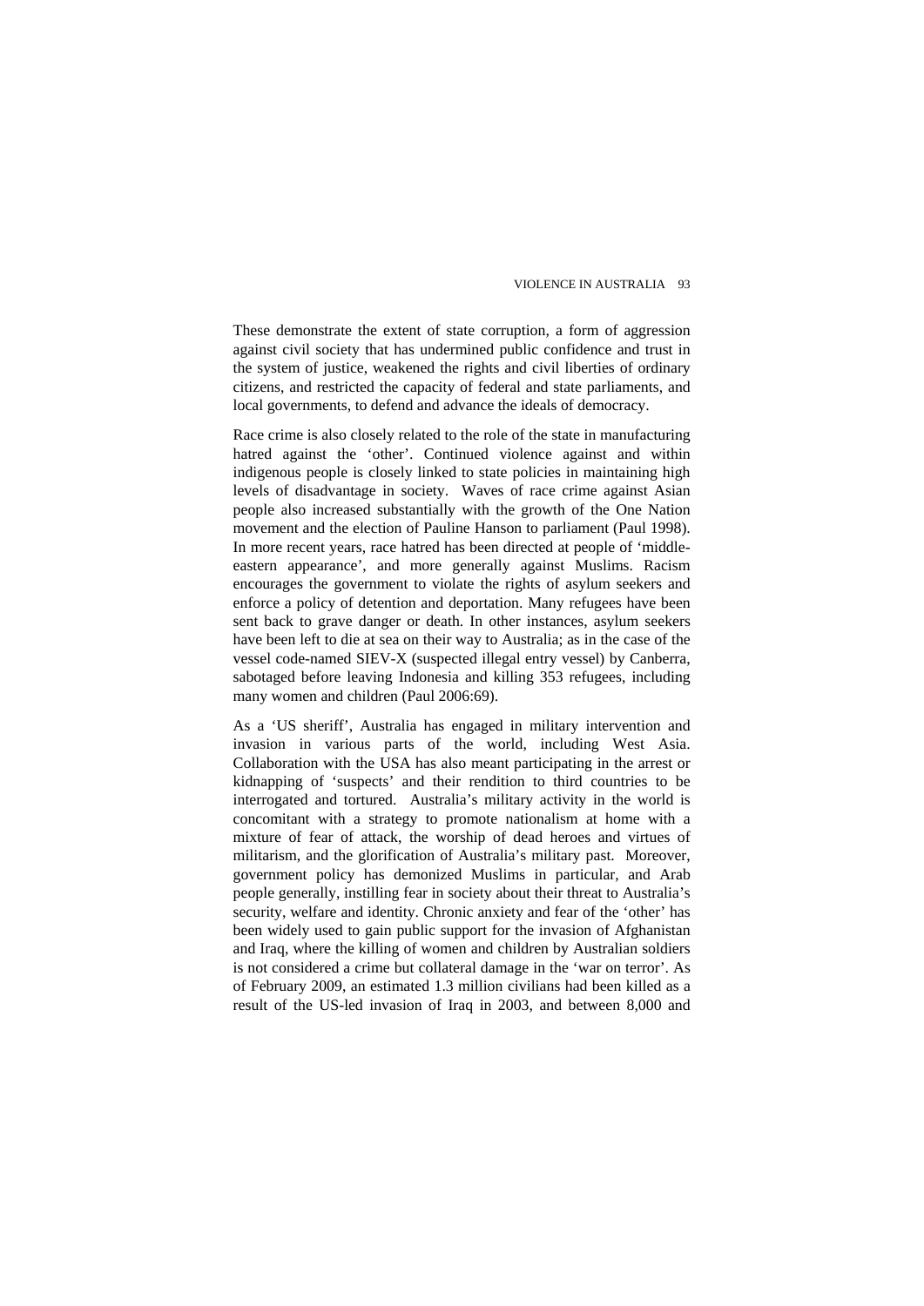These demonstrate the extent of state corruption, a form of aggression against civil society that has undermined public confidence and trust in the system of justice, weakened the rights and civil liberties of ordinary citizens, and restricted the capacity of federal and state parliaments, and local governments, to defend and advance the ideals of democracy.

Race crime is also closely related to the role of the state in manufacturing hatred against the 'other'. Continued violence against and within indigenous people is closely linked to state policies in maintaining high levels of disadvantage in society. Waves of race crime against Asian people also increased substantially with the growth of the One Nation movement and the election of Pauline Hanson to parliament (Paul 1998). In more recent years, race hatred has been directed at people of 'middle-eastern appearance', and more generally against Muslims. Racism encourages the government to violate the rights of asylum seekers and enforce a policy of detention and deportation. Many refugees have been sent back to grave danger or death. In other instances, asylum seekers have been left to die at sea on their way to Australia; as in the case of the vessel code-named SIEV-X (suspected illegal entry vessel) by Canberra, sabotaged before leaving Indonesia and killing 353 refugees, including many women and children (Paul 2006:69).

As a 'US sheriff', Australia has engaged in military intervention and invasion in various parts of the world, including West Asia. Collaboration with the USA has also meant participating in the arrest or kidnapping of 'suspects' and their rendition to third countries to be interrogated and tortured. Australia's military activity in the world is concomitant with a strategy to promote nationalism at home with a mixture of fear of attack, the worship of dead heroes and virtues of militarism, and the glorification of Australia's military past. Moreover, government policy has demonized Muslims in particular, and Arab people generally, instilling fear in society about their threat to Australia's security, welfare and identity. Chronic anxiety and fear of the 'other' has been widely used to gain public support for the invasion of Afghanistan and Iraq, where the killing of women and children by Australian soldiers is not considered a crime but collateral damage in the 'war on terror'. As of February 2009, an estimated 1.3 million civilians had been killed as a result of the US-led invasion of Iraq in 2003, and between 8,000 and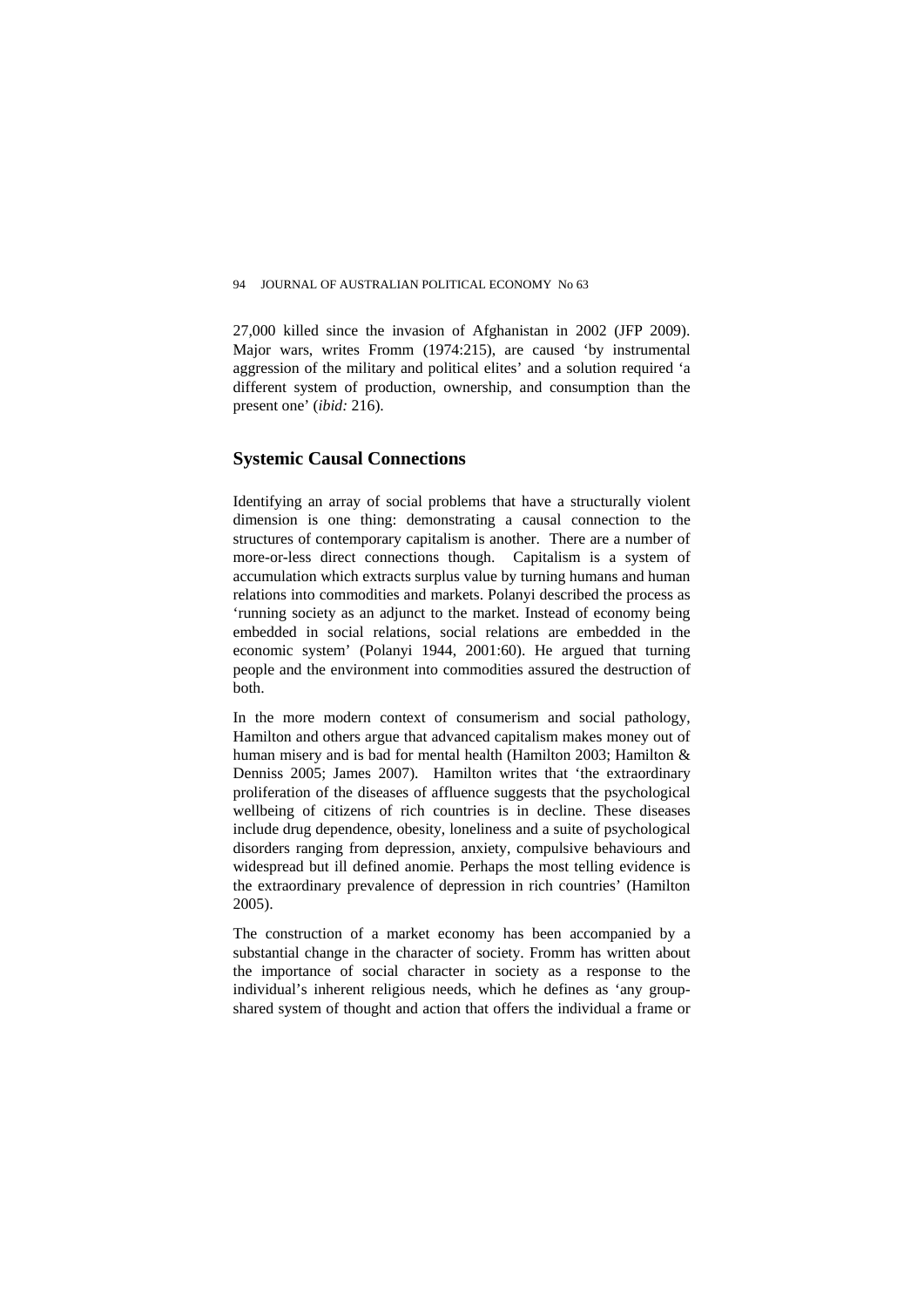27,000 killed since the invasion of Afghanistan in 2002 (JFP 2009). Major wars, writes Fromm (1974:215), are caused 'by instrumental aggression of the military and political elites' and a solution required 'a different system of production, ownership, and consumption than the present one' (*ibid:* 216).

## Systemic Causal Connections

Identifying an array of social problems that have a structurally violent dimension is one thing: demonstrating a causal connection to the structures of contemporary capitalism is another. There are a number of more-or-less direct connections though. Capitalism is a system of accumulation which extracts surplus value by turning humans and human relations into commodities and markets. Polanyi described the process as 'running society as an adjunct to the market. Instead of economy being embedded in social relations, social relations are embedded in the economic system' (Polanyi 1944, 2001:60). He argued that turning people and the environment into commodities assured the destruction of both.

In the more modern context of consumerism and social pathology, Hamilton and others argue that advanced capitalism makes money out of human misery and is bad for mental health (Hamilton 2003; Hamilton & Denniss 2005; James 2007). Hamilton writes that 'the extraordinary proliferation of the diseases of affluence suggests that the psychological wellbeing of citizens of rich countries is in decline. These diseases include drug dependence, obesity, loneliness and a suite of psychological disorders ranging from depression, anxiety, compulsive behaviours and widespread but ill defined anomie. Perhaps the most telling evidence is the extraordinary prevalence of depression in rich countries' (Hamilton 2005).

The construction of a market economy has been accompanied by a substantial change in the character of society. Fromm has written about the importance of social character in society as a response to the individual's inherent religious needs, which he defines as 'any group-shared system of thought and action that offers the individual a frame or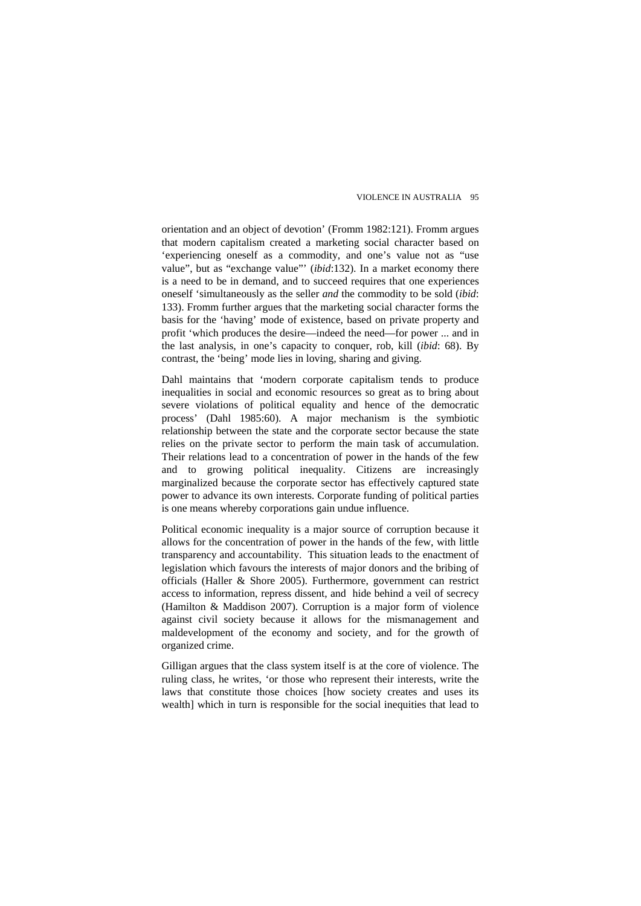orientation and an object of devotion' (Fromm 1982:121). Fromm argues that modern capitalism created a marketing social character based on 'experiencing oneself as a commodity, and one's value not as "use value", but as "exchange value"' (*ibid*:132). In a market economy there is a need to be in demand, and to succeed requires that one experiences oneself 'simultaneously as the seller *and* the commodity to be sold (*ibid*: 133). Fromm further argues that the marketing social character forms the basis for the 'having' mode of existence, based on private property and profit 'which produces the desire—indeed the need—for power ... and in the last analysis, in one's capacity to conquer, rob, kill (*ibid*: 68). By contrast, the 'being' mode lies in loving, sharing and giving.

Dahl maintains that 'modern corporate capitalism tends to produce inequalities in social and economic resources so great as to bring about severe violations of political equality and hence of the democratic process' (Dahl 1985:60). A major mechanism is the symbiotic relationship between the state and the corporate sector because the state relies on the private sector to perform the main task of accumulation. Their relations lead to a concentration of power in the hands of the few and to growing political inequality. Citizens are increasingly marginalized because the corporate sector has effectively captured state power to advance its own interests. Corporate funding of political parties is one means whereby corporations gain undue influence.

Political economic inequality is a major source of corruption because it allows for the concentration of power in the hands of the few, with little transparency and accountability. This situation leads to the enactment of legislation which favours the interests of major donors and the bribing of officials (Haller & Shore 2005). Furthermore, government can restrict access to information, repress dissent, and hide behind a veil of secrecy (Hamilton & Maddison 2007). Corruption is a major form of violence against civil society because it allows for the mismanagement and maldevelopment of the economy and society, and for the growth of organized crime.

Gilligan argues that the class system itself is at the core of violence. The ruling class, he writes, 'or those who represent their interests, write the laws that constitute those choices [how society creates and uses its wealth] which in turn is responsible for the social inequities that lead to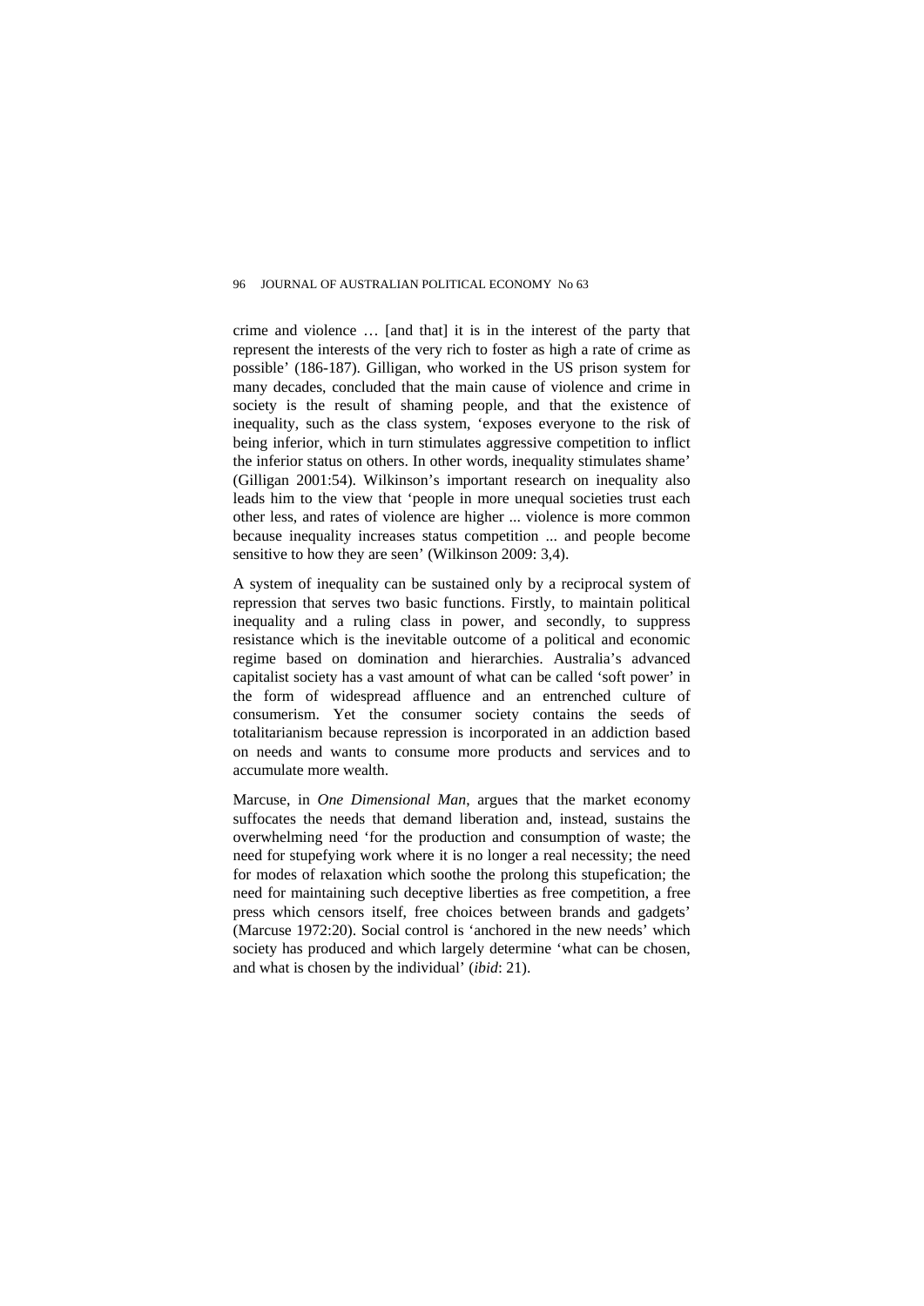crime and violence … [and that] it is in the interest of the party that represent the interests of the very rich to foster as high a rate of crime as possible' (186-187). Gilligan, who worked in the US prison system for many decades, concluded that the main cause of violence and crime in society is the result of shaming people, and that the existence of inequality, such as the class system, 'exposes everyone to the risk of being inferior, which in turn stimulates aggressive competition to inflict the inferior status on others. In other words, inequality stimulates shame' (Gilligan 2001:54). Wilkinson's important research on inequality also leads him to the view that 'people in more unequal societies trust each other less, and rates of violence are higher ... violence is more common because inequality increases status competition ... and people become sensitive to how they are seen' (Wilkinson 2009: 3,4).

A system of inequality can be sustained only by a reciprocal system of repression that serves two basic functions. Firstly, to maintain political inequality and a ruling class in power, and secondly, to suppress resistance which is the inevitable outcome of a political and economic regime based on domination and hierarchies. Australia's advanced capitalist society has a vast amount of what can be called 'soft power' in the form of widespread affluence and an entrenched culture of consumerism. Yet the consumer society contains the seeds of totalitarianism because repression is incorporated in an addiction based on needs and wants to consume more products and services and to accumulate more wealth.

Marcuse, in *One Dimensional Man*, argues that the market economy suffocates the needs that demand liberation and, instead, sustains the overwhelming need 'for the production and consumption of waste; the need for stupefying work where it is no longer a real necessity; the need for modes of relaxation which soothe the prolong this stupefication; the need for maintaining such deceptive liberties as free competition, a free press which censors itself, free choices between brands and gadgets' (Marcuse 1972:20). Social control is 'anchored in the new needs' which society has produced and which largely determine 'what can be chosen, and what is chosen by the individual' (*ibid*: 21).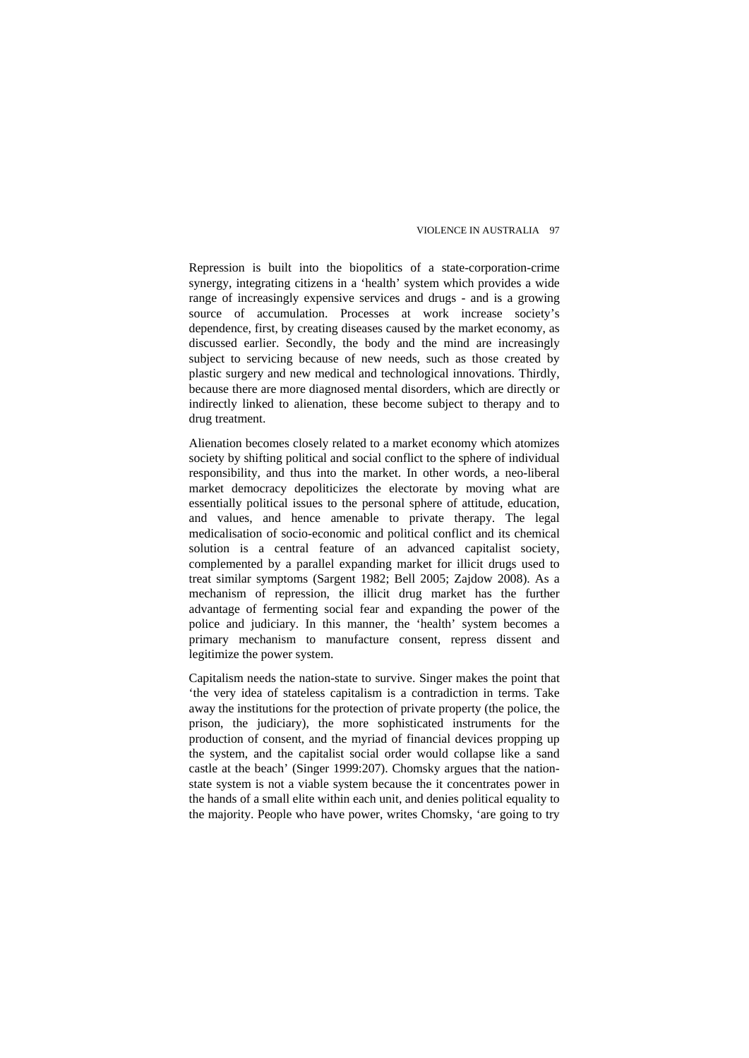Repression is built into the biopolitics of a state-corporation-crime synergy, integrating citizens in a 'health' system which provides a wide range of increasingly expensive services and drugs - and is a growing source of accumulation. Processes at work increase society's dependence, first, by creating diseases caused by the market economy, as discussed earlier. Secondly, the body and the mind are increasingly subject to servicing because of new needs, such as those created by plastic surgery and new medical and technological innovations. Thirdly, because there are more diagnosed mental disorders, which are directly or indirectly linked to alienation, these become subject to therapy and to drug treatment.

Alienation becomes closely related to a market economy which atomizes society by shifting political and social conflict to the sphere of individual responsibility, and thus into the market. In other words, a neo-liberal market democracy depoliticizes the electorate by moving what are essentially political issues to the personal sphere of attitude, education, and values, and hence amenable to private therapy. The legal medicalisation of socio-economic and political conflict and its chemical solution is a central feature of an advanced capitalist society, complemented by a parallel expanding market for illicit drugs used to treat similar symptoms (Sargent 1982; Bell 2005; Zajdow 2008). As a mechanism of repression, the illicit drug market has the further advantage of fermenting social fear and expanding the power of the police and judiciary. In this manner, the 'health' system becomes a primary mechanism to manufacture consent, repress dissent and legitimize the power system.

Capitalism needs the nation-state to survive. Singer makes the point that 'the very idea of stateless capitalism is a contradiction in terms. Take away the institutions for the protection of private property (the police, the prison, the judiciary), the more sophisticated instruments for the production of consent, and the myriad of financial devices propping up the system, and the capitalist social order would collapse like a sand castle at the beach' (Singer 1999:207). Chomsky argues that the nation-state system is not a viable system because the it concentrates power in the hands of a small elite within each unit, and denies political equality to the majority. People who have power, writes Chomsky, 'are going to try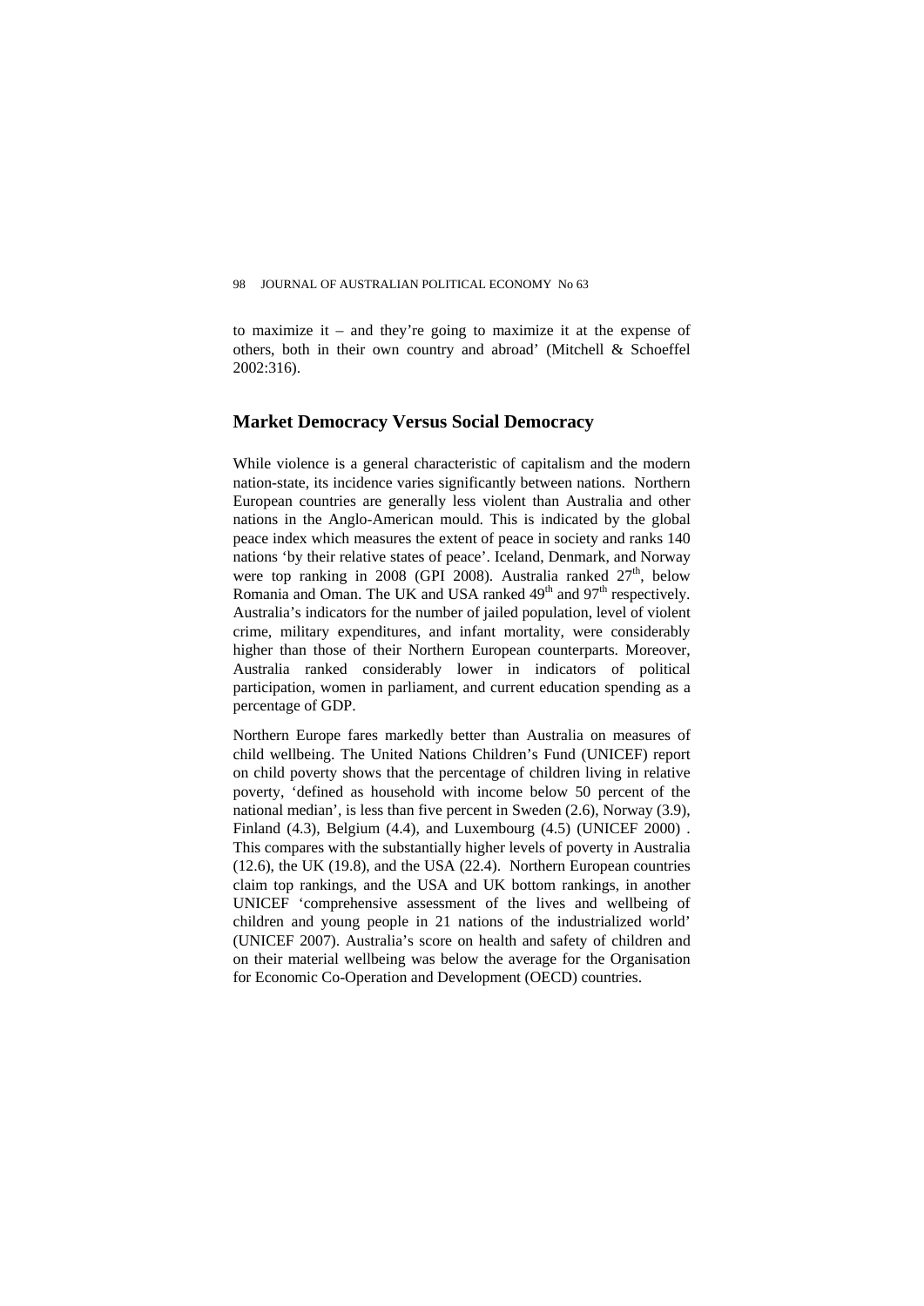to maximize it – and they're going to maximize it at the expense of others, both in their own country and abroad' (Mitchell & Schoeffel 2002:316).

## Market Democracy Versus Social Democracy

While violence is a general characteristic of capitalism and the modern nation-state, its incidence varies significantly between nations. Northern European countries are generally less violent than Australia and other nations in the Anglo-American mould. This is indicated by the global peace index which measures the extent of peace in society and ranks 140 nations 'by their relative states of peace'. Iceland, Denmark, and Norway were top ranking in 2008 (GPI 2008). Australia ranked 27th, below Romania and Oman. The UK and USA ranked 49th and 97th respectively. Australia's indicators for the number of jailed population, level of violent crime, military expenditures, and infant mortality, were considerably higher than those of their Northern European counterparts. Moreover, Australia ranked considerably lower in indicators of political participation, women in parliament, and current education spending as a percentage of GDP.

Northern Europe fares markedly better than Australia on measures of child wellbeing. The United Nations Children's Fund (UNICEF) report on child poverty shows that the percentage of children living in relative poverty, 'defined as household with income below 50 percent of the national median', is less than five percent in Sweden (2.6), Norway (3.9), Finland (4.3), Belgium (4.4), and Luxembourg (4.5) (UNICEF 2000) . This compares with the substantially higher levels of poverty in Australia (12.6), the UK (19.8), and the USA (22.4). Northern European countries claim top rankings, and the USA and UK bottom rankings, in another UNICEF 'comprehensive assessment of the lives and wellbeing of children and young people in 21 nations of the industrialized world' (UNICEF 2007). Australia's score on health and safety of children and on their material wellbeing was below the average for the Organisation for Economic Co-Operation and Development (OECD) countries.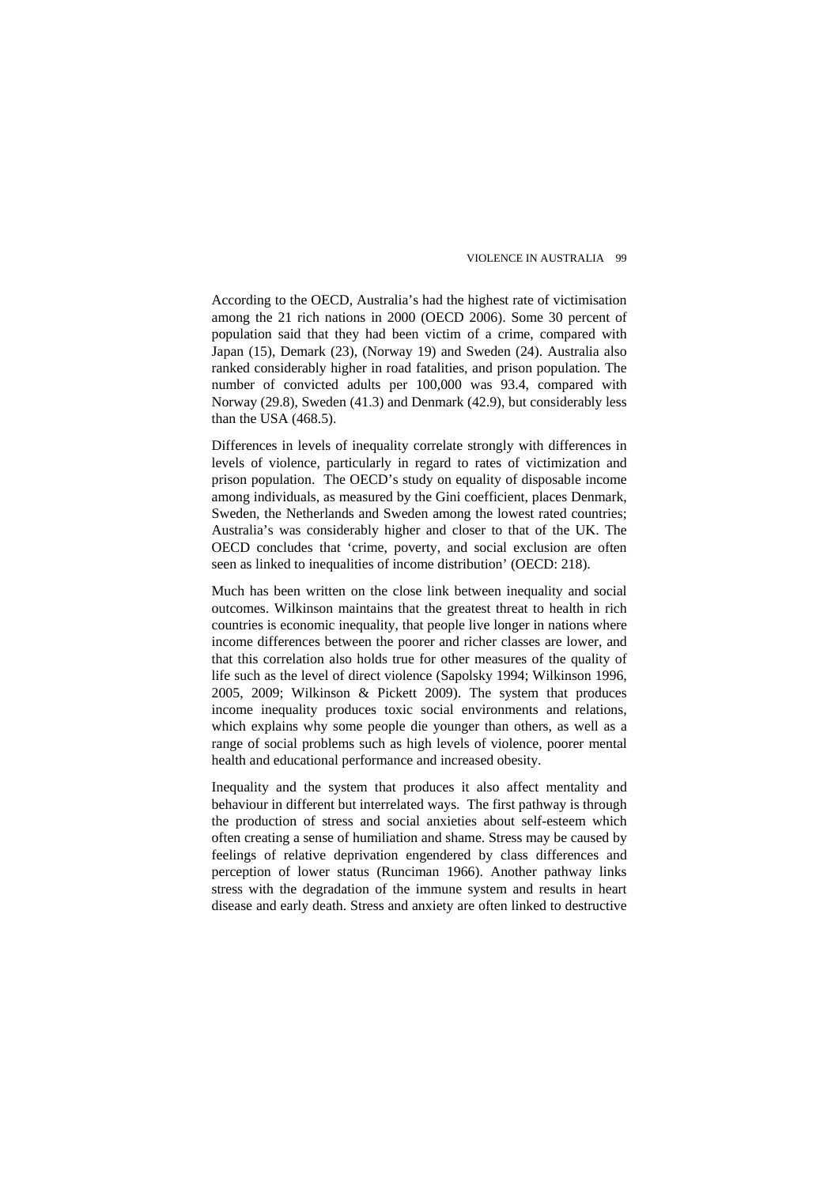According to the OECD, Australia's had the highest rate of victimisation among the 21 rich nations in 2000 (OECD 2006). Some 30 percent of population said that they had been victim of a crime, compared with Japan (15), Demark (23), (Norway 19) and Sweden (24). Australia also ranked considerably higher in road fatalities, and prison population. The number of convicted adults per 100,000 was 93.4, compared with Norway (29.8), Sweden (41.3) and Denmark (42.9), but considerably less than the USA (468.5).

Differences in levels of inequality correlate strongly with differences in levels of violence, particularly in regard to rates of victimization and prison population. The OECD's study on equality of disposable income among individuals, as measured by the Gini coefficient, places Denmark, Sweden, the Netherlands and Sweden among the lowest rated countries; Australia's was considerably higher and closer to that of the UK. The OECD concludes that 'crime, poverty, and social exclusion are often seen as linked to inequalities of income distribution' (OECD: 218).

Much has been written on the close link between inequality and social outcomes. Wilkinson maintains that the greatest threat to health in rich countries is economic inequality, that people live longer in nations where income differences between the poorer and richer classes are lower, and that this correlation also holds true for other measures of the quality of life such as the level of direct violence (Sapolsky 1994; Wilkinson 1996, 2005, 2009; Wilkinson & Pickett 2009). The system that produces income inequality produces toxic social environments and relations, which explains why some people die younger than others, as well as a range of social problems such as high levels of violence, poorer mental health and educational performance and increased obesity.

Inequality and the system that produces it also affect mentality and behaviour in different but interrelated ways. The first pathway is through the production of stress and social anxieties about self-esteem which often creating a sense of humiliation and shame. Stress may be caused by feelings of relative deprivation engendered by class differences and perception of lower status (Runciman 1966). Another pathway links stress with the degradation of the immune system and results in heart disease and early death. Stress and anxiety are often linked to destructive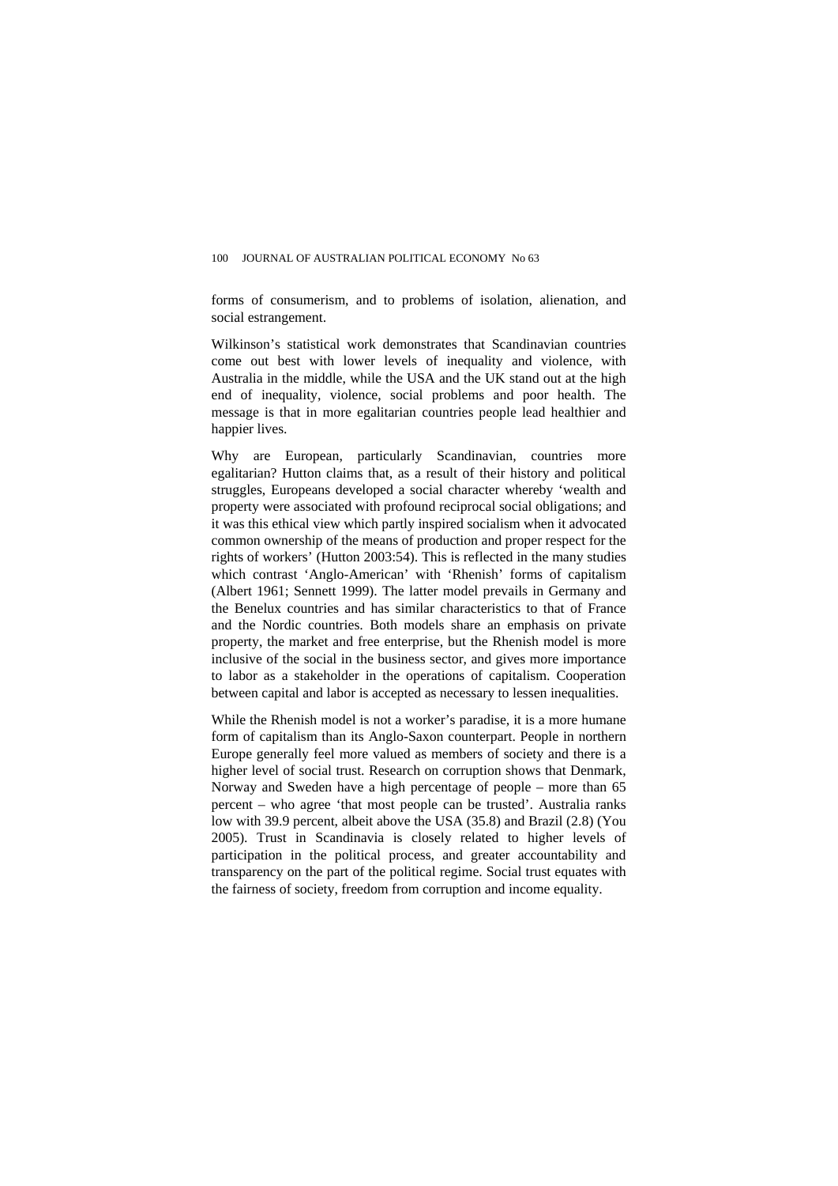forms of consumerism, and to problems of isolation, alienation, and social estrangement.

Wilkinson's statistical work demonstrates that Scandinavian countries come out best with lower levels of inequality and violence, with Australia in the middle, while the USA and the UK stand out at the high end of inequality, violence, social problems and poor health. The message is that in more egalitarian countries people lead healthier and happier lives.

Why are European, particularly Scandinavian, countries more egalitarian? Hutton claims that, as a result of their history and political struggles, Europeans developed a social character whereby 'wealth and property were associated with profound reciprocal social obligations; and it was this ethical view which partly inspired socialism when it advocated common ownership of the means of production and proper respect for the rights of workers' (Hutton 2003:54). This is reflected in the many studies which contrast 'Anglo-American' with 'Rhenish' forms of capitalism (Albert 1961; Sennett 1999). The latter model prevails in Germany and the Benelux countries and has similar characteristics to that of France and the Nordic countries. Both models share an emphasis on private property, the market and free enterprise, but the Rhenish model is more inclusive of the social in the business sector, and gives more importance to labor as a stakeholder in the operations of capitalism. Cooperation between capital and labor is accepted as necessary to lessen inequalities.

While the Rhenish model is not a worker's paradise, it is a more humane form of capitalism than its Anglo-Saxon counterpart. People in northern Europe generally feel more valued as members of society and there is a higher level of social trust. Research on corruption shows that Denmark, Norway and Sweden have a high percentage of people – more than 65 percent – who agree 'that most people can be trusted'. Australia ranks low with 39.9 percent, albeit above the USA (35.8) and Brazil (2.8) (You 2005). Trust in Scandinavia is closely related to higher levels of participation in the political process, and greater accountability and transparency on the part of the political regime. Social trust equates with the fairness of society, freedom from corruption and income equality.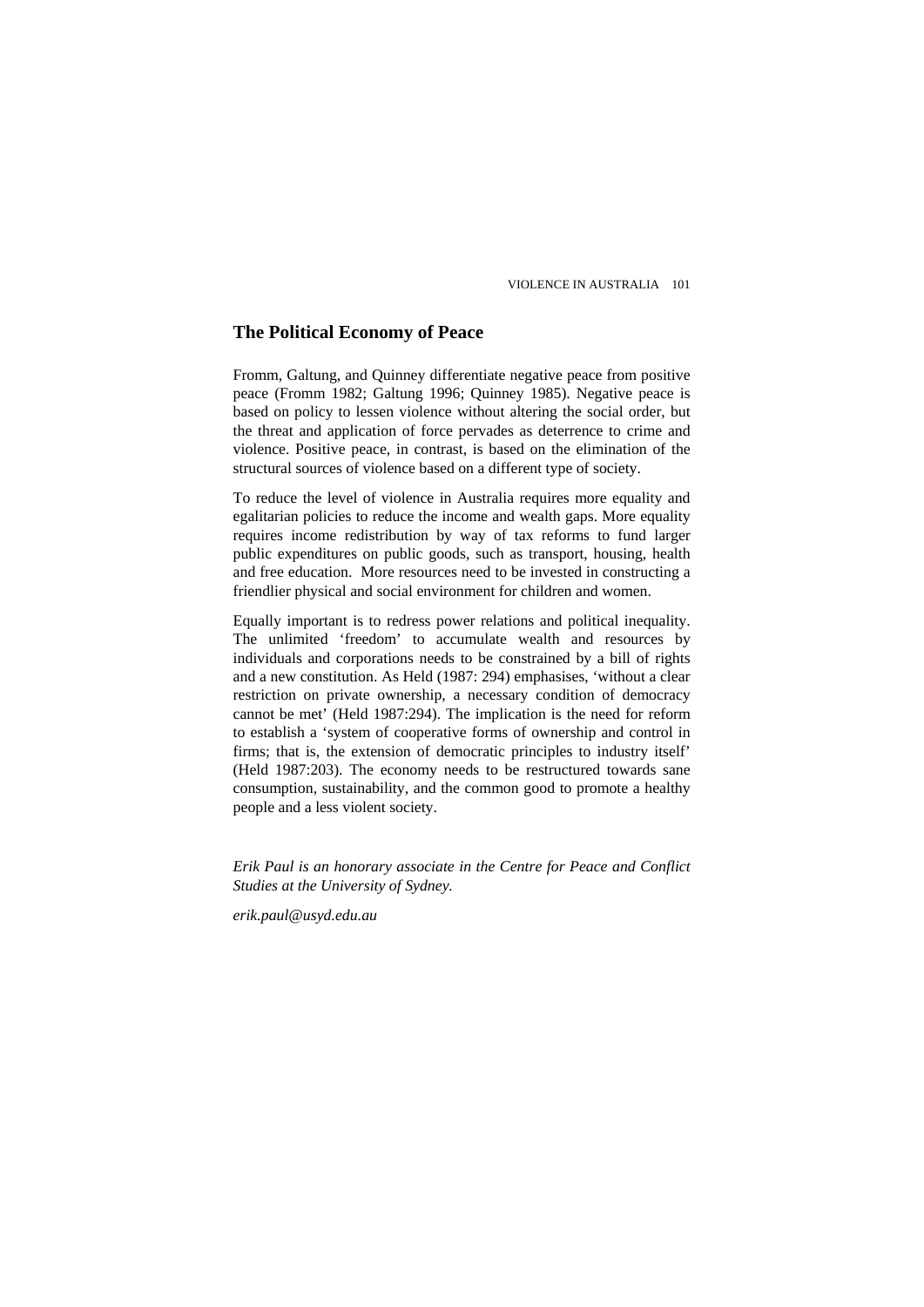## The Political Economy of Peace

Fromm, Galtung, and Quinney differentiate negative peace from positive peace (Fromm 1982; Galtung 1996; Quinney 1985). Negative peace is based on policy to lessen violence without altering the social order, but the threat and application of force pervades as deterrence to crime and violence. Positive peace, in contrast, is based on the elimination of the structural sources of violence based on a different type of society.

To reduce the level of violence in Australia requires more equality and egalitarian policies to reduce the income and wealth gaps. More equality requires income redistribution by way of tax reforms to fund larger public expenditures on public goods, such as transport, housing, health and free education. More resources need to be invested in constructing a friendlier physical and social environment for children and women.

Equally important is to redress power relations and political inequality. The unlimited 'freedom' to accumulate wealth and resources by individuals and corporations needs to be constrained by a bill of rights and a new constitution. As Held (1987: 294) emphasises, 'without a clear restriction on private ownership, a necessary condition of democracy cannot be met' (Held 1987:294). The implication is the need for reform to establish a 'system of cooperative forms of ownership and control in firms; that is, the extension of democratic principles to industry itself' (Held 1987:203). The economy needs to be restructured towards sane consumption, sustainability, and the common good to promote a healthy people and a less violent society.

*Erik Paul is an honorary associate in the Centre for Peace and Conflict Studies at the University of Sydney.*

*erik.paul@usyd.edu.au*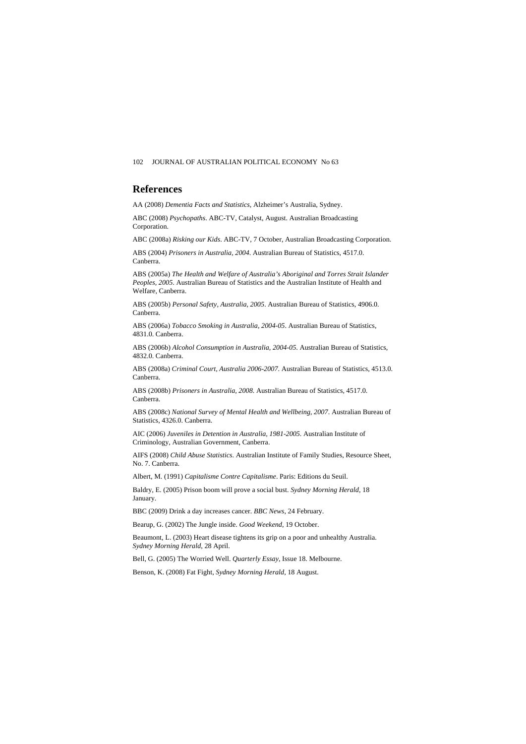## References

AA (2008) *Dementia Facts and Statistics*, Alzheimer's Australia, Sydney.

ABC (2008) *Psychopaths*. ABC-TV, Catalyst, August. Australian Broadcasting Corporation.

ABC (2008a) *Risking our Kids*. ABC-TV, 7 October, Australian Broadcasting Corporation.

ABS (2004) *Prisoners in Australia, 2004*. Australian Bureau of Statistics, 4517.0. Canberra.

ABS (2005a) *The Health and Welfare of Australia's Aboriginal and Torres Strait Islander Peoples, 2005*. Australian Bureau of Statistics and the Australian Institute of Health and Welfare, Canberra.

ABS (2005b) *Personal Safety, Australia, 2005*. Australian Bureau of Statistics, 4906.0. Canberra.

ABS (2006a) *Tobacco Smoking in Australia, 2004-05*. Australian Bureau of Statistics, 4831.0. Canberra.

ABS (2006b) *Alcohol Consumption in Australia, 2004-05*. Australian Bureau of Statistics, 4832.0. Canberra.

ABS (2008a) *Criminal Court, Australia 2006-2007*. Australian Bureau of Statistics, 4513.0. Canberra.

ABS (2008b) *Prisoners in Australia, 2008*. Australian Bureau of Statistics, 4517.0. Canberra.

ABS (2008c) *National Survey of Mental Health and Wellbeing, 2007*. Australian Bureau of Statistics, 4326.0. Canberra.

AIC (2006) *Juveniles in Detention in Australia, 1981-2005*. Australian Institute of Criminology, Australian Government, Canberra.

AIFS (2008) *Child Abuse Statistics*. Australian Institute of Family Studies, Resource Sheet, No. 7. Canberra.

Albert, M. (1991) *Capitalisme Contre Capitalisme*. Paris: Editions du Seuil.

Baldry, E. (2005) Prison boom will prove a social bust. *Sydney Morning Herald*, 18 January.

BBC (2009) Drink a day increases cancer. *BBC News*, 24 February.

Bearup, G. (2002) The Jungle inside. *Good Weekend*, 19 October.

Beaumont, L. (2003) Heart disease tightens its grip on a poor and unhealthy Australia. *Sydney Morning Herald*, 28 April.

Bell, G. (2005) The Worried Well. *Quarterly Essay*, Issue 18. Melbourne.

Benson, K. (2008) Fat Fight, *Sydney Morning Herald*, 18 August.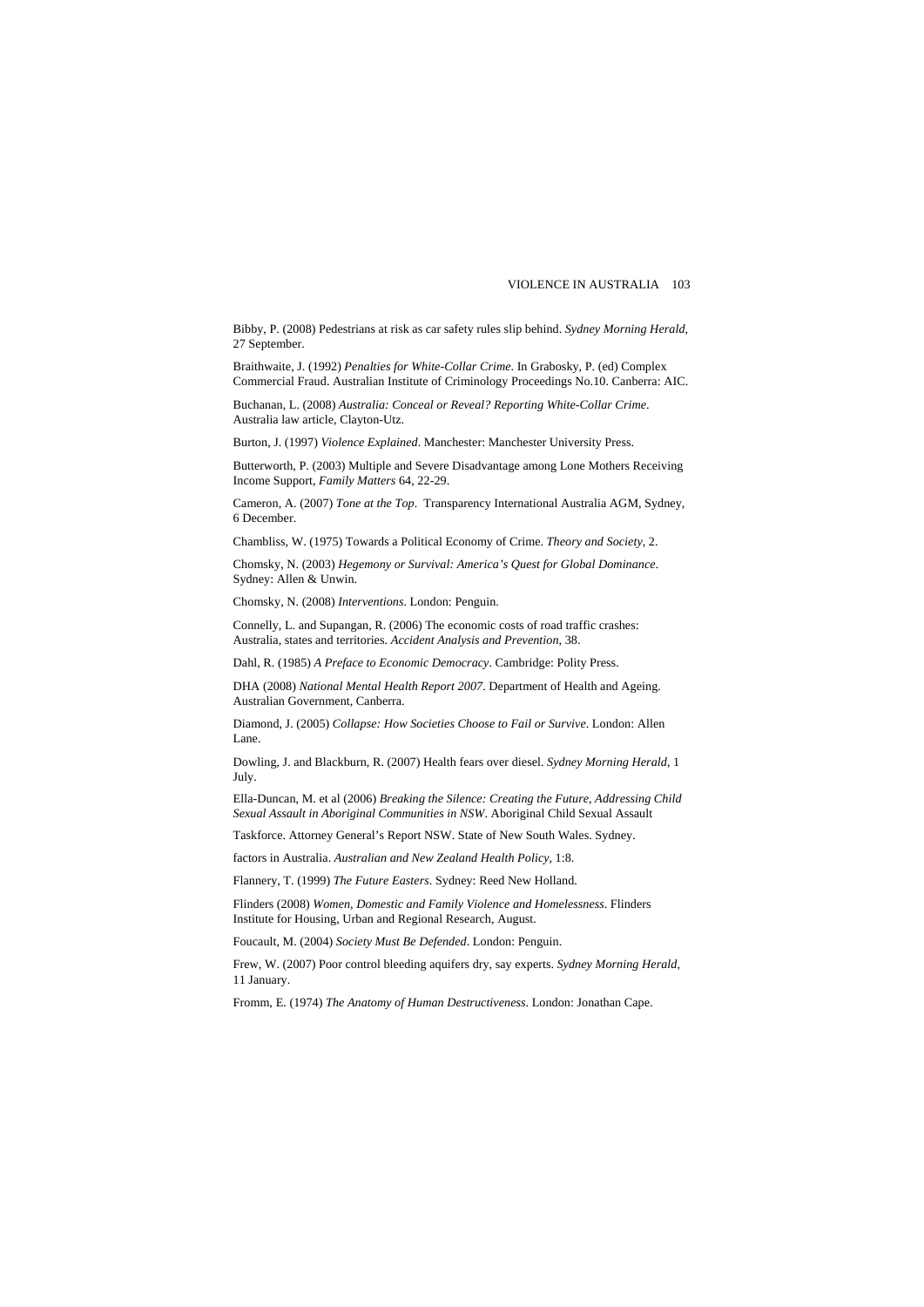Bibby, P. (2008) Pedestrians at risk as car safety rules slip behind. *Sydney Morning Herald*, 27 September.

Braithwaite, J. (1992) *Penalties for White-Collar Crime*. In Grabosky, P. (ed) Complex Commercial Fraud. Australian Institute of Criminology Proceedings No.10. Canberra: AIC.

Buchanan, L. (2008) *Australia: Conceal or Reveal? Reporting White-Collar Crime*. Australia law article, Clayton-Utz.

Burton, J. (1997) *Violence Explained*. Manchester: Manchester University Press.

Butterworth, P. (2003) Multiple and Severe Disadvantage among Lone Mothers Receiving Income Support, *Family Matters* 64, 22-29.

Cameron, A. (2007) *Tone at the Top*. Transparency International Australia AGM, Sydney, 6 December.

Chambliss, W. (1975) Towards a Political Economy of Crime. *Theory and Society*, 2.

Chomsky, N. (2003) *Hegemony or Survival: America's Quest for Global Dominance*. Sydney: Allen & Unwin.

Chomsky, N. (2008) *Interventions*. London: Penguin.

Connelly, L. and Supangan, R. (2006) The economic costs of road traffic crashes: Australia, states and territories. *Accident Analysis and Prevention*, 38.

Dahl, R. (1985) *A Preface to Economic Democracy*. Cambridge: Polity Press.

DHA (2008) *National Mental Health Report 2007*. Department of Health and Ageing. Australian Government, Canberra.

Diamond, J. (2005) *Collapse: How Societies Choose to Fail or Survive*. London: Allen Lane.

Dowling, J. and Blackburn, R. (2007) Health fears over diesel. *Sydney Morning Herald*, 1 July.

Ella-Duncan, M. et al (2006) *Breaking the Silence: Creating the Future, Addressing Child Sexual Assault in Aboriginal Communities in NSW*. Aboriginal Child Sexual Assault

Taskforce. Attorney General's Report NSW. State of New South Wales. Sydney.

factors in Australia. *Australian and New Zealand Health Policy*, 1:8.

Flannery, T. (1999) *The Future Easters*. Sydney: Reed New Holland.

Flinders (2008) *Women, Domestic and Family Violence and Homelessness*. Flinders Institute for Housing, Urban and Regional Research, August.

Foucault, M. (2004) *Society Must Be Defended*. London: Penguin.

Frew, W. (2007) Poor control bleeding aquifers dry, say experts. *Sydney Morning Herald*, 11 January.

Fromm, E. (1974) *The Anatomy of Human Destructiveness*. London: Jonathan Cape.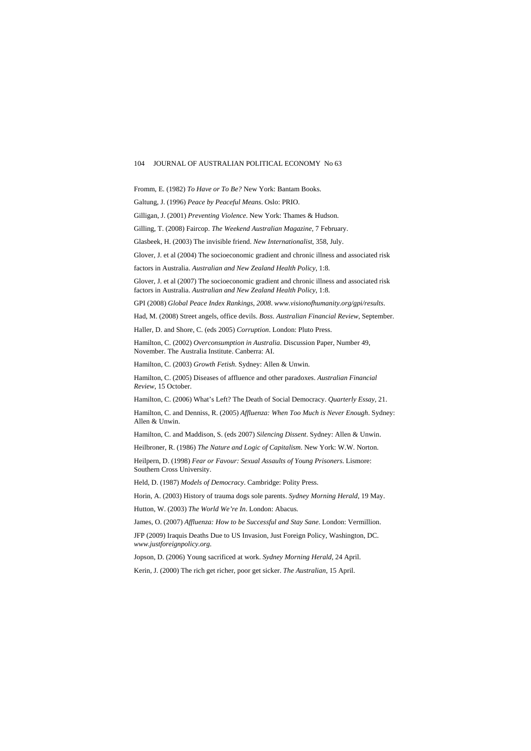Fromm, E. (1982) *To Have or To Be?* New York: Bantam Books.

Galtung, J. (1996) *Peace by Peaceful Means*. Oslo: PRIO.

Gilligan, J. (2001) *Preventing Violence*. New York: Thames & Hudson.

Gilling, T. (2008) Faircop. *The Weekend Australian Magazine*, 7 February.

Glasbeek, H. (2003) The invisible friend. *New Internationalist*, 358, July.

Glover, J. et al (2004) The socioeconomic gradient and chronic illness and associated risk

factors in Australia. *Australian and New Zealand Health Policy*, 1:8.

Glover, J. et al (2007) The socioeconomic gradient and chronic illness and associated risk factors in Australia. *Australian and New Zealand Health Policy*, 1:8.

GPI (2008) *Global Peace Index Rankings, 2008*. *www.visionofhumanity.org/gpi/results*.

Had, M. (2008) Street angels, office devils. *Boss*. *Australian Financial Review*, September.

Haller, D. and Shore, C. (eds 2005) *Corruption*. London: Pluto Press.

Hamilton, C. (2002) *Overconsumption in Australia*. Discussion Paper, Number 49, November. The Australia Institute. Canberra: AI.

Hamilton, C. (2003) *Growth Fetish*. Sydney: Allen & Unwin.

Hamilton, C. (2005) Diseases of affluence and other paradoxes. *Australian Financial Review*, 15 October.

Hamilton, C. (2006) What's Left? The Death of Social Democracy. *Quarterly Essay*, 21.

Hamilton, C. and Denniss, R. (2005) *Affluenza: When Too Much is Never Enough*. Sydney: Allen & Unwin.

Hamilton, C. and Maddison, S. (eds 2007) *Silencing Dissent*. Sydney: Allen & Unwin.

Heilbroner, R. (1986) *The Nature and Logic of Capitalism*. New York: W.W. Norton.

Heilpern, D. (1998) *Fear or Favour: Sexual Assaults of Young Prisoners*. Lismore: Southern Cross University.

Held, D. (1987) *Models of Democracy*. Cambridge: Polity Press.

Horin, A. (2003) History of trauma dogs sole parents. *Sydney Morning Herald*, 19 May.

Hutton, W. (2003) *The World We're In*. London: Abacus.

James, O. (2007) *Affluenza: How to be Successful and Stay Sane*. London: Vermillion.

JFP (2009) Iraquis Deaths Due to US Invasion, Just Foreign Policy, Washington, DC. *www.justforeignpolicy.org*.

Jopson, D. (2006) Young sacrificed at work. *Sydney Morning Herald*, 24 April.

Kerin, J. (2000) The rich get richer, poor get sicker. *The Australian*, 15 April.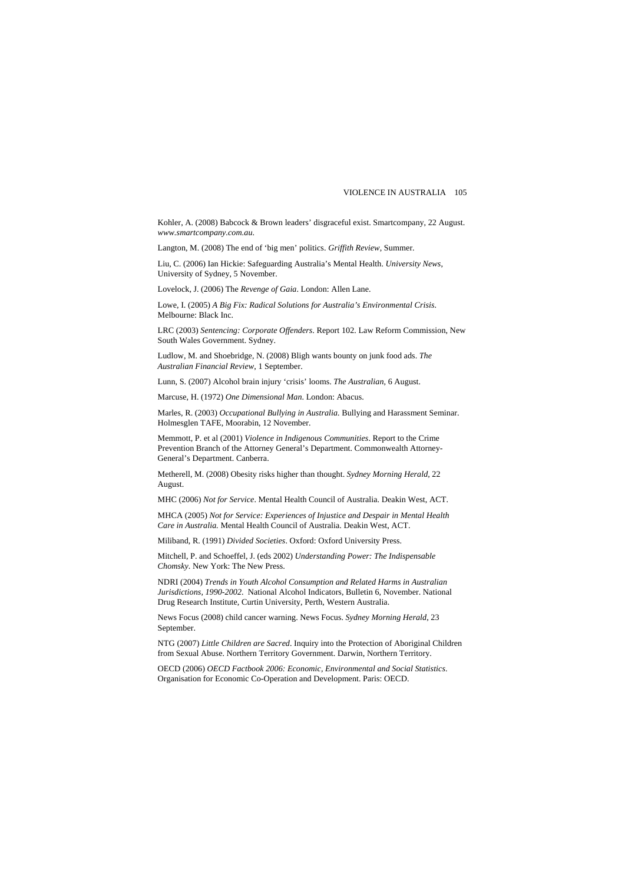Kohler, A. (2008) Babcock & Brown leaders' disgraceful exist. Smartcompany, 22 August. *www.smartcompany.com.au*.

Langton, M. (2008) The end of 'big men' politics. *Griffith Review*, Summer.

Liu, C. (2006) Ian Hickie: Safeguarding Australia's Mental Health. *University News*, University of Sydney, 5 November.

Lovelock, J. (2006) The *Revenge of Gaia*. London: Allen Lane.

Lowe, I. (2005) *A Big Fix: Radical Solutions for Australia's Environmental Crisis*. Melbourne: Black Inc.

LRC (2003) *Sentencing: Corporate Offenders*. Report 102. Law Reform Commission, New South Wales Government. Sydney.

Ludlow, M. and Shoebridge, N. (2008) Bligh wants bounty on junk food ads. *The Australian Financial Review*, 1 September.

Lunn, S. (2007) Alcohol brain injury 'crisis' looms. *The Australian*, 6 August.

Marcuse, H. (1972) *One Dimensional Man*. London: Abacus.

Marles, R. (2003) *Occupational Bullying in Australia*. Bullying and Harassment Seminar. Holmesglen TAFE, Moorabin, 12 November.

Memmott, P. et al (2001) *Violence in Indigenous Communities*. Report to the Crime Prevention Branch of the Attorney General's Department. Commonwealth Attorney-General's Department. Canberra.

Metherell, M. (2008) Obesity risks higher than thought. *Sydney Morning Herald*, 22 August.

MHC (2006) *Not for Service*. Mental Health Council of Australia. Deakin West, ACT.

MHCA (2005) *Not for Service: Experiences of Injustice and Despair in Mental Health Care in Australia.* Mental Health Council of Australia. Deakin West, ACT.

Miliband, R. (1991) *Divided Societies*. Oxford: Oxford University Press.

Mitchell, P. and Schoeffel, J. (eds 2002) *Understanding Power: The Indispensable Chomsky*. New York: The New Press.

NDRI (2004) *Trends in Youth Alcohol Consumption and Related Harms in Australian Jurisdictions, 1990-2002.* National Alcohol Indicators, Bulletin 6, November. National Drug Research Institute, Curtin University, Perth, Western Australia.

News Focus (2008) child cancer warning. News Focus. *Sydney Morning Herald*, 23 September.

NTG (2007) *Little Children are Sacred*. Inquiry into the Protection of Aboriginal Children from Sexual Abuse. Northern Territory Government. Darwin, Northern Territory.

OECD (2006) *OECD Factbook 2006: Economic, Environmental and Social Statistics*. Organisation for Economic Co-Operation and Development. Paris: OECD.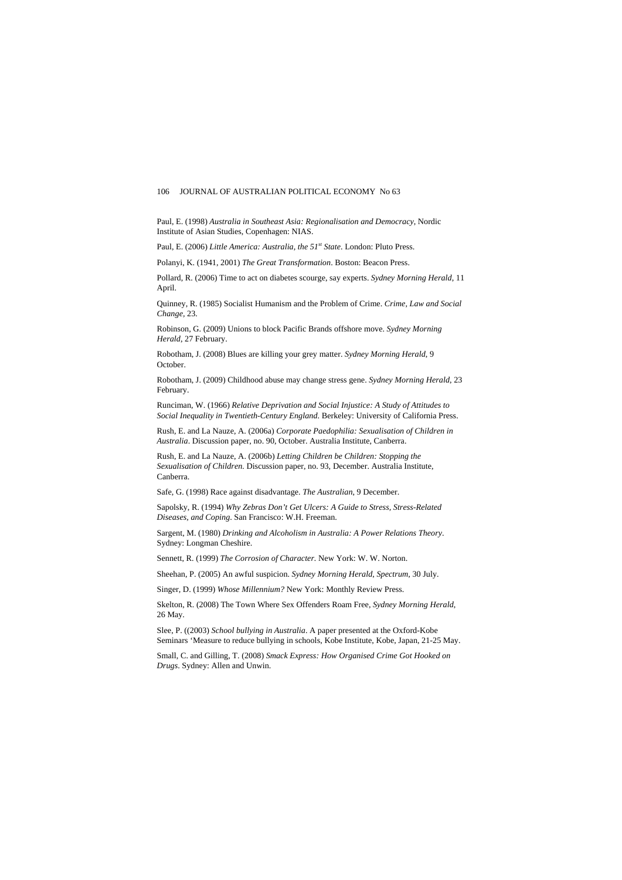Paul, E. (1998) *Australia in Southeast Asia: Regionalisation and Democracy*, Nordic Institute of Asian Studies, Copenhagen: NIAS.

Paul, E. (2006) *Little America: Australia, the 51st State*. London: Pluto Press.

Polanyi, K. (1941, 2001) *The Great Transformation*. Boston: Beacon Press.

Pollard, R. (2006) Time to act on diabetes scourge, say experts. *Sydney Morning Herald*, 11 April.

Quinney, R. (1985) Socialist Humanism and the Problem of Crime. *Crime, Law and Social Change*, 23.

Robinson, G. (2009) Unions to block Pacific Brands offshore move. *Sydney Morning Herald*, 27 February.

Robotham, J. (2008) Blues are killing your grey matter. *Sydney Morning Herald*, 9 October.

Robotham, J. (2009) Childhood abuse may change stress gene. *Sydney Morning Herald*, 23 February.

Runciman, W. (1966) *Relative Deprivation and Social Injustice: A Study of Attitudes to Social Inequality in Twentieth-Century England*. Berkeley: University of California Press.

Rush, E. and La Nauze, A. (2006a) *Corporate Paedophilia: Sexualisation of Children in Australia*. Discussion paper, no. 90, October. Australia Institute, Canberra.

Rush, E. and La Nauze, A. (2006b) *Letting Children be Children: Stopping the Sexualisation of Children.* Discussion paper, no. 93, December. Australia Institute, Canberra.

Safe, G. (1998) Race against disadvantage. *The Australian*, 9 December.

Sapolsky, R. (1994) *Why Zebras Don't Get Ulcers: A Guide to Stress, Stress-Related Diseases, and Coping*. San Francisco: W.H. Freeman.

Sargent, M. (1980) *Drinking and Alcoholism in Australia: A Power Relations Theory*. Sydney: Longman Cheshire.

Sennett, R. (1999) *The Corrosion of Character.* New York: W. W. Norton.

Sheehan, P. (2005) An awful suspicion. *Sydney Morning Herald*, *Spectrum*, 30 July.

Singer, D. (1999) *Whose Millennium?* New York: Monthly Review Press.

Skelton, R. (2008) The Town Where Sex Offenders Roam Free, *Sydney Morning Herald*, 26 May.

Slee, P. ((2003) *School bullying in Australia*. A paper presented at the Oxford-Kobe Seminars 'Measure to reduce bullying in schools, Kobe Institute, Kobe, Japan, 21-25 May.

Small, C. and Gilling, T. (2008) *Smack Express: How Organised Crime Got Hooked on Drugs*. Sydney: Allen and Unwin.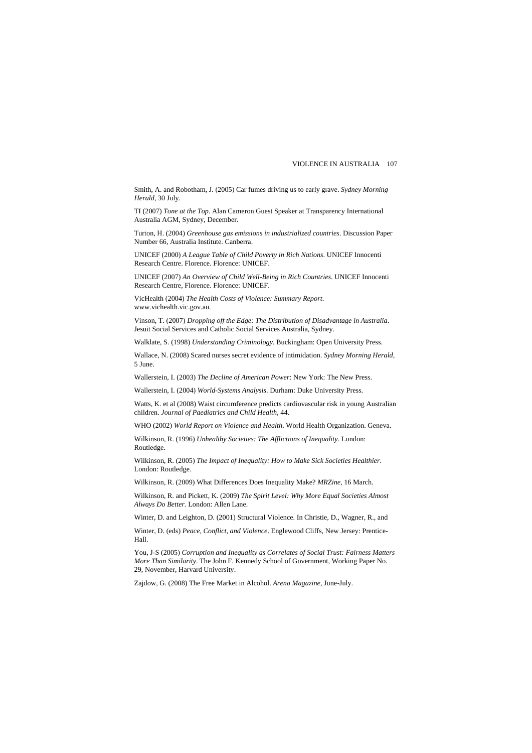Smith, A. and Robotham, J. (2005) Car fumes driving us to early grave. *Sydney Morning Herald*, 30 July.

TI (2007) *Tone at the Top*. Alan Cameron Guest Speaker at Transparency International Australia AGM, Sydney, December.

Turton, H. (2004) *Greenhouse gas emissions in industrialized countries*. Discussion Paper Number 66, Australia Institute. Canberra.

UNICEF (2000) *A League Table of Child Poverty in Rich Nations*. UNICEF Innocenti Research Centre. Florence. Florence: UNICEF.

UNICEF (2007) *An Overview of Child Well-Being in Rich Countries*. UNICEF Innocenti Research Centre, Florence. Florence: UNICEF.

VicHealth (2004) *The Health Costs of Violence: Summary Report*. www.vichealth.vic.gov.au.

Vinson, T. (2007) *Dropping off the Edge: The Distribution of Disadvantage in Australia*. Jesuit Social Services and Catholic Social Services Australia, Sydney.

Walklate, S. (1998) *Understanding Criminology*. Buckingham: Open University Press.

Wallace, N. (2008) Scared nurses secret evidence of intimidation. *Sydney Morning Herald*, 5 June.

Wallerstein, I. (2003) *The Decline of American Power*: New York: The New Press.

Wallerstein, I. (2004) *World-Systems Analysis*. Durham: Duke University Press.

Watts, K. et al (2008) Waist circumference predicts cardiovascular risk in young Australian children. *Journal of Paediatrics and Child Health*, 44.

WHO (2002) *World Report on Violence and Health*. World Health Organization. Geneva.

Wilkinson, R. (1996) *Unhealthy Societies: The Afflictions of Inequality*. London: Routledge.

Wilkinson, R. (2005) *The Impact of Inequality: How to Make Sick Societies Healthier*. London: Routledge.

Wilkinson, R. (2009) What Differences Does Inequality Make? *MRZine*, 16 March.

Wilkinson, R. and Pickett, K. (2009) *The Spirit Level: Why More Equal Societies Almost Always Do Better.* London: Allen Lane.

Winter, D. and Leighton, D. (2001) Structural Violence. In Christie, D., Wagner, R., and

Winter, D. (eds) *Peace, Conflict, and Violence*. Englewood Cliffs, New Jersey: Prentice-Hall.

You, J-S (2005) *Corruption and Inequality as Correlates of Social Trust: Fairness Matters More Than Similarity*. The John F. Kennedy School of Government, Working Paper No. 29, November, Harvard University.

Zajdow, G. (2008) The Free Market in Alcohol. *Arena Magazine*, June-July.